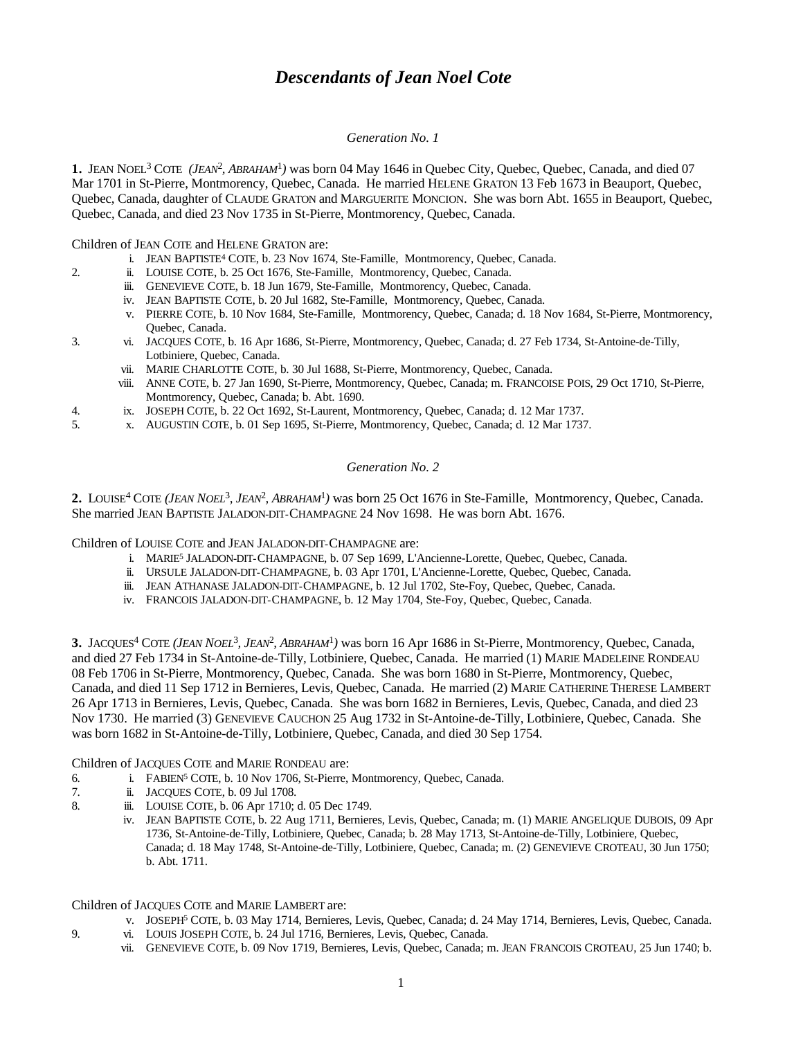# *Descendants of Jean Noel Cote*

*Generation No. 1*

**1.** JEAN NOEL[3] COTE *(JEAN[2], ABRAHAM[1])* was born 04 May 1646 in Quebec City, Quebec, Quebec, Canada, and died 07 Mar 1701 in St-Pierre, Montmorency, Quebec, Canada. He married HELENE GRATON 13 Feb 1673 in Beauport, Quebec, Quebec, Canada, daughter of CLAUDE GRATON and MARGUERITE MONCION. She was born Abt. 1655 in Beauport, Quebec, Quebec, Canada, and died 23 Nov 1735 in St-Pierre, Montmorency, Quebec, Canada.

Children of JEAN COTE and HELENE GRATON are:

- i. JEAN BAPTISTE[4] COTE, b. 23 Nov 1674, Ste-Famille, Montmorency, Quebec, Canada.
- 2. ii. LOUISE COTE, b. 25 Oct 1676, Ste-Famille, Montmorency, Quebec, Canada.
- iii. GENEVIEVE COTE, b. 18 Jun 1679, Ste-Famille, Montmorency, Quebec, Canada.
- iv. JEAN BAPTISTE COTE, b. 20 Jul 1682, Ste-Famille, Montmorency, Quebec, Canada.
- v. PIERRE COTE, b. 10 Nov 1684, Ste-Famille, Montmorency, Quebec, Canada; d. 18 Nov 1684, St-Pierre, Montmorency, Quebec, Canada.
- 3. vi. JACQUES COTE, b. 16 Apr 1686, St-Pierre, Montmorency, Quebec, Canada; d. 27 Feb 1734, St-Antoine-de-Tilly, Lotbiniere, Quebec, Canada.
- vii. MARIE CHARLOTTE COTE, b. 30 Jul 1688, St-Pierre, Montmorency, Quebec, Canada.
- viii. ANNE COTE, b. 27 Jan 1690, St-Pierre, Montmorency, Quebec, Canada; m. FRANCOISE POIS, 29 Oct 1710, St-Pierre, Montmorency, Quebec, Canada; b. Abt. 1690.
- 4. ix. JOSEPH COTE, b. 22 Oct 1692, St-Laurent, Montmorency, Quebec, Canada; d. 12 Mar 1737.
- 5. x. AUGUSTIN COTE, b. 01 Sep 1695, St-Pierre, Montmorency, Quebec, Canada; d. 12 Mar 1737.

*Generation No. 2*

**2.** LOUISE[4] COTE *(JEAN NOEL[3], JEAN[2], ABRAHAM[1])* was born 25 Oct 1676 in Ste-Famille, Montmorency, Quebec, Canada. She married JEAN BAPTISTE JALADON-DIT-CHAMPAGNE 24 Nov 1698. He was born Abt. 1676.

Children of LOUISE COTE and JEAN JALADON-DIT-CHAMPAGNE are:

- i. MARIE[5] JALADON-DIT-CHAMPAGNE, b. 07 Sep 1699, L'Ancienne-Lorette, Quebec, Quebec, Canada.
- ii. URSULE JALADON-DIT-CHAMPAGNE, b. 03 Apr 1701, L'Ancienne-Lorette, Quebec, Quebec, Canada.
- iii. JEAN ATHANASE JALADON-DIT-CHAMPAGNE, b. 12 Jul 1702, Ste-Foy, Quebec, Quebec, Canada.
- iv. FRANCOIS JALADON-DIT-CHAMPAGNE, b. 12 May 1704, Ste-Foy, Quebec, Quebec, Canada.

**3.** JACQUES[4] COTE *(JEAN NOEL[3], JEAN[2], ABRAHAM[1])* was born 16 Apr 1686 in St-Pierre, Montmorency, Quebec, Canada, and died 27 Feb 1734 in St-Antoine-de-Tilly, Lotbiniere, Quebec, Canada. He married (1) MARIE MADELEINE RONDEAU 08 Feb 1706 in St-Pierre, Montmorency, Quebec, Canada. She was born 1680 in St-Pierre, Montmorency, Quebec, Canada, and died 11 Sep 1712 in Bernieres, Levis, Quebec, Canada. He married (2) MARIE CATHERINE THERESE LAMBERT 26 Apr 1713 in Bernieres, Levis, Quebec, Canada. She was born 1682 in Bernieres, Levis, Quebec, Canada, and died 23 Nov 1730. He married (3) GENEVIEVE CAUCHON 25 Aug 1732 in St-Antoine-de-Tilly, Lotbiniere, Quebec, Canada. She was born 1682 in St-Antoine-de-Tilly, Lotbiniere, Quebec, Canada, and died 30 Sep 1754.

Children of JACQUES COTE and MARIE RONDEAU are:

- 6. i. FABIEN[5] COTE, b. 10 Nov 1706, St-Pierre, Montmorency, Quebec, Canada.
- 7. ii. JACQUES COTE, b. 09 Jul 1708.
- 8. iii. LOUISE COTE, b. 06 Apr 1710; d. 05 Dec 1749.
- iv. JEAN BAPTISTE COTE, b. 22 Aug 1711, Bernieres, Levis, Quebec, Canada; m. (1) MARIE ANGELIQUE DUBOIS, 09 Apr 1736, St-Antoine-de-Tilly, Lotbiniere, Quebec, Canada; b. 28 May 1713, St-Antoine-de-Tilly, Lotbiniere, Quebec, Canada; d. 18 May 1748, St-Antoine-de-Tilly, Lotbiniere, Quebec, Canada; m. (2) GENEVIEVE CROTEAU, 30 Jun 1750; b. Abt. 1711.

Children of JACQUES COTE and MARIE LAMBERT are:

- v. JOSEPH[5] COTE, b. 03 May 1714, Bernieres, Levis, Quebec, Canada; d. 24 May 1714, Bernieres, Levis, Quebec, Canada.
- 9. vi. LOUIS JOSEPH COTE, b. 24 Jul 1716, Bernieres, Levis, Quebec, Canada.
- vii. GENEVIEVE COTE, b. 09 Nov 1719, Bernieres, Levis, Quebec, Canada; m. JEAN FRANCOIS CROTEAU, 25 Jun 1740; b.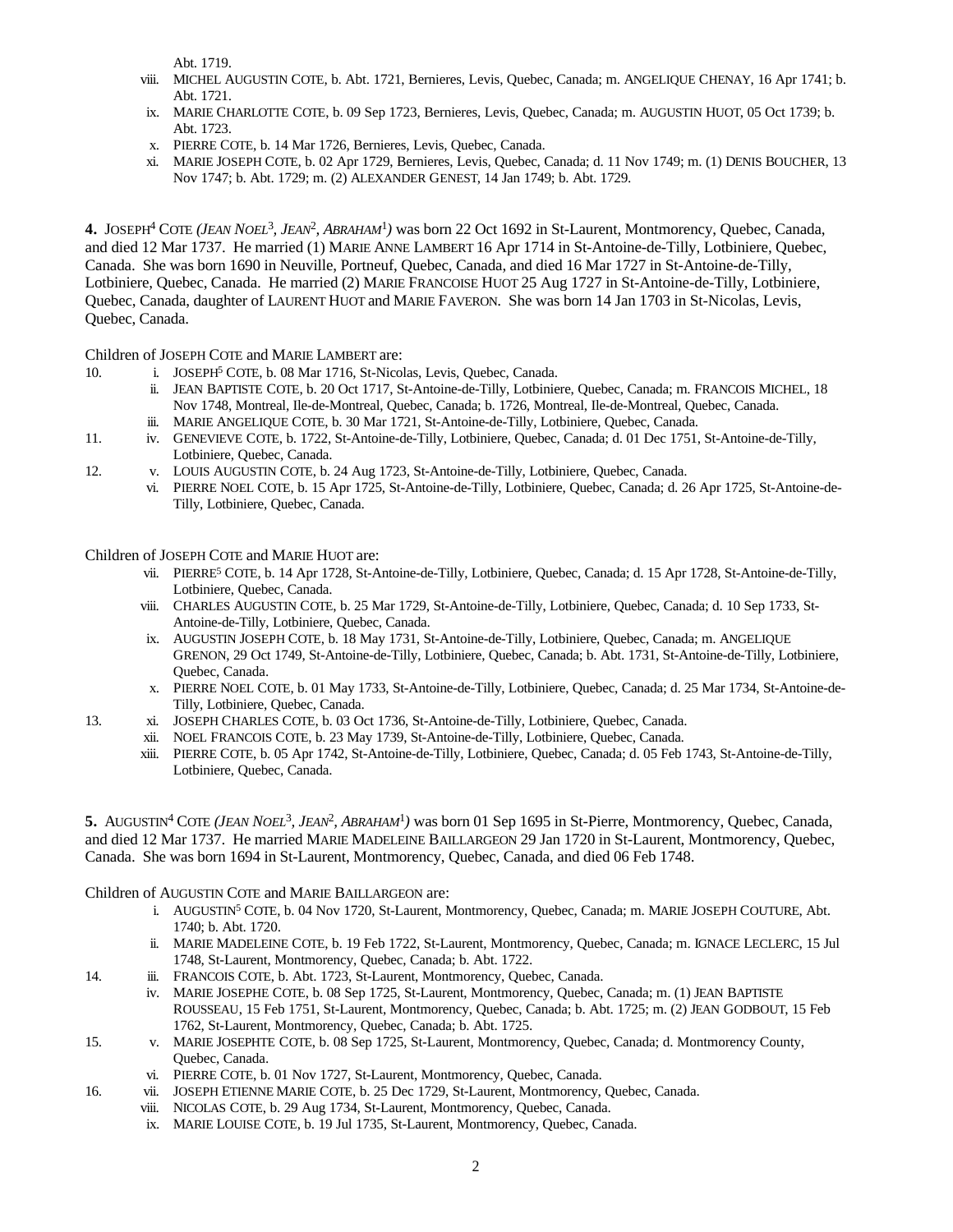Abt. 1719.

viii. MICHEL AUGUSTIN COTE, b. Abt. 1721, Bernieres, Levis, Quebec, Canada; m. ANGELIQUE CHENAY, 16 Apr 1741; b. Abt. 1721.

ix. MARIE CHARLOTTE COTE, b. 09 Sep 1723, Bernieres, Levis, Quebec, Canada; m. AUGUSTIN HUOT, 05 Oct 1739; b. Abt. 1723.

x. PIERRE COTE, b. 14 Mar 1726, Bernieres, Levis, Quebec, Canada.

xi. MARIE JOSEPH COTE, b. 02 Apr 1729, Bernieres, Levis, Quebec, Canada; d. 11 Nov 1749; m. (1) DENIS BOUCHER, 13 Nov 1747; b. Abt. 1729; m. (2) ALEXANDER GENEST, 14 Jan 1749; b. Abt. 1729.

**4.** JOSEPH[4] COTE *(JEAN NOEL[3], JEAN[2], ABRAHAM[1])* was born 22 Oct 1692 in St-Laurent, Montmorency, Quebec, Canada, and died 12 Mar 1737. He married (1) MARIE ANNE LAMBERT 16 Apr 1714 in St-Antoine-de-Tilly, Lotbiniere, Quebec, Canada. She was born 1690 in Neuville, Portneuf, Quebec, Canada, and died 16 Mar 1727 in St-Antoine-de-Tilly, Lotbiniere, Quebec, Canada. He married (2) MARIE FRANCOISE HUOT 25 Aug 1727 in St-Antoine-de-Tilly, Lotbiniere, Quebec, Canada, daughter of LAURENT HUOT and MARIE FAVERON. She was born 14 Jan 1703 in St-Nicolas, Levis, Quebec, Canada.

Children of JOSEPH COTE and MARIE LAMBERT are:

10. i. JOSEPH[5] COTE, b. 08 Mar 1716, St-Nicolas, Levis, Quebec, Canada.

ii. JEAN BAPTISTE COTE, b. 20 Oct 1717, St-Antoine-de-Tilly, Lotbiniere, Quebec, Canada; m. FRANCOIS MICHEL, 18 Nov 1748, Montreal, Ile-de-Montreal, Quebec, Canada; b. 1726, Montreal, Ile-de-Montreal, Quebec, Canada.

iii. MARIE ANGELIQUE COTE, b. 30 Mar 1721, St-Antoine-de-Tilly, Lotbiniere, Quebec, Canada.

11. iv. GENEVIEVE COTE, b. 1722, St-Antoine-de-Tilly, Lotbiniere, Quebec, Canada; d. 01 Dec 1751, St-Antoine-de-Tilly, Lotbiniere, Quebec, Canada.

12. v. LOUIS AUGUSTIN COTE, b. 24 Aug 1723, St-Antoine-de-Tilly, Lotbiniere, Quebec, Canada.

vi. PIERRE NOEL COTE, b. 15 Apr 1725, St-Antoine-de-Tilly, Lotbiniere, Quebec, Canada; d. 26 Apr 1725, St-Antoine-de-Tilly, Lotbiniere, Quebec, Canada.

Children of JOSEPH COTE and MARIE HUOT are:

vii. PIERRE[5] COTE, b. 14 Apr 1728, St-Antoine-de-Tilly, Lotbiniere, Quebec, Canada; d. 15 Apr 1728, St-Antoine-de-Tilly, Lotbiniere, Quebec, Canada.

viii. CHARLES AUGUSTIN COTE, b. 25 Mar 1729, St-Antoine-de-Tilly, Lotbiniere, Quebec, Canada; d. 10 Sep 1733, St-Antoine-de-Tilly, Lotbiniere, Quebec, Canada.

ix. AUGUSTIN JOSEPH COTE, b. 18 May 1731, St-Antoine-de-Tilly, Lotbiniere, Quebec, Canada; m. ANGELIQUE GRENON, 29 Oct 1749, St-Antoine-de-Tilly, Lotbiniere, Quebec, Canada; b. Abt. 1731, St-Antoine-de-Tilly, Lotbiniere, Quebec, Canada.

x. PIERRE NOEL COTE, b. 01 May 1733, St-Antoine-de-Tilly, Lotbiniere, Quebec, Canada; d. 25 Mar 1734, St-Antoine-de-Tilly, Lotbiniere, Quebec, Canada.

13. xi. JOSEPH CHARLES COTE, b. 03 Oct 1736, St-Antoine-de-Tilly, Lotbiniere, Quebec, Canada.

xii. NOEL FRANCOIS COTE, b. 23 May 1739, St-Antoine-de-Tilly, Lotbiniere, Quebec, Canada.

xiii. PIERRE COTE, b. 05 Apr 1742, St-Antoine-de-Tilly, Lotbiniere, Quebec, Canada; d. 05 Feb 1743, St-Antoine-de-Tilly, Lotbiniere, Quebec, Canada.

**5.** AUGUSTIN[4] COTE *(JEAN NOEL[3], JEAN[2], ABRAHAM[1])* was born 01 Sep 1695 in St-Pierre, Montmorency, Quebec, Canada, and died 12 Mar 1737. He married MARIE MADELEINE BAILLARGEON 29 Jan 1720 in St-Laurent, Montmorency, Quebec, Canada. She was born 1694 in St-Laurent, Montmorency, Quebec, Canada, and died 06 Feb 1748.

Children of AUGUSTIN COTE and MARIE BAILLARGEON are:

i. AUGUSTIN[5] COTE, b. 04 Nov 1720, St-Laurent, Montmorency, Quebec, Canada; m. MARIE JOSEPH COUTURE, Abt. 1740; b. Abt. 1720.

ii. MARIE MADELEINE COTE, b. 19 Feb 1722, St-Laurent, Montmorency, Quebec, Canada; m. IGNACE LECLERC, 15 Jul 1748, St-Laurent, Montmorency, Quebec, Canada; b. Abt. 1722.

14. iii. FRANCOIS COTE, b. Abt. 1723, St-Laurent, Montmorency, Quebec, Canada.

iv. MARIE JOSEPHE COTE, b. 08 Sep 1725, St-Laurent, Montmorency, Quebec, Canada; m. (1) JEAN BAPTISTE ROUSSEAU, 15 Feb 1751, St-Laurent, Montmorency, Quebec, Canada; b. Abt. 1725; m. (2) JEAN GODBOUT, 15 Feb 1762, St-Laurent, Montmorency, Quebec, Canada; b. Abt. 1725.

15. v. MARIE JOSEPHTE COTE, b. 08 Sep 1725, St-Laurent, Montmorency, Quebec, Canada; d. Montmorency County, Quebec, Canada.

vi. PIERRE COTE, b. 01 Nov 1727, St-Laurent, Montmorency, Quebec, Canada.

16. vii. JOSEPH ETIENNE MARIE COTE, b. 25 Dec 1729, St-Laurent, Montmorency, Quebec, Canada.

viii. NICOLAS COTE, b. 29 Aug 1734, St-Laurent, Montmorency, Quebec, Canada.

ix. MARIE LOUISE COTE, b. 19 Jul 1735, St-Laurent, Montmorency, Quebec, Canada.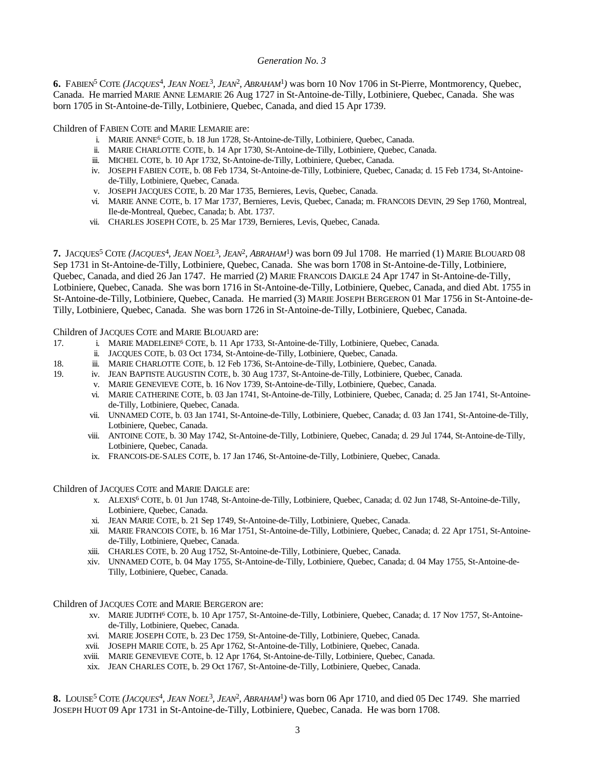*Generation No. 3*

**6.** FABIEN[5] COTE *(JACQUES*[4]*, JEAN NOEL*[3]*, JEAN*[2]*, ABRAHAM*[1]*)* was born 10 Nov 1706 in St-Pierre, Montmorency, Quebec, Canada. He married MARIE ANNE LEMARIE 26 Aug 1727 in St-Antoine-de-Tilly, Lotbiniere, Quebec, Canada. She was born 1705 in St-Antoine-de-Tilly, Lotbiniere, Quebec, Canada, and died 15 Apr 1739.

Children of FABIEN COTE and MARIE LEMARIE are:

- i. MARIE ANNE[6] COTE, b. 18 Jun 1728, St-Antoine-de-Tilly, Lotbiniere, Quebec, Canada.
- ii. MARIE CHARLOTTE COTE, b. 14 Apr 1730, St-Antoine-de-Tilly, Lotbiniere, Quebec, Canada.
- iii. MICHEL COTE, b. 10 Apr 1732, St-Antoine-de-Tilly, Lotbiniere, Quebec, Canada.
- iv. JOSEPH FABIEN COTE, b. 08 Feb 1734, St-Antoine-de-Tilly, Lotbiniere, Quebec, Canada; d. 15 Feb 1734, St-Antoine-de-Tilly, Lotbiniere, Quebec, Canada.
- v. JOSEPH JACQUES COTE, b. 20 Mar 1735, Bernieres, Levis, Quebec, Canada.
- vi. MARIE ANNE COTE, b. 17 Mar 1737, Bernieres, Levis, Quebec, Canada; m. FRANCOIS DEVIN, 29 Sep 1760, Montreal, Ile-de-Montreal, Quebec, Canada; b. Abt. 1737.
- vii. CHARLES JOSEPH COTE, b. 25 Mar 1739, Bernieres, Levis, Quebec, Canada.

**7.** JACQUES[5] COTE *(JACQUES*[4]*, JEAN NOEL*[3]*, JEAN*[2]*, ABRAHAM*[1]*)* was born 09 Jul 1708. He married (1) MARIE BLOUARD 08 Sep 1731 in St-Antoine-de-Tilly, Lotbiniere, Quebec, Canada. She was born 1708 in St-Antoine-de-Tilly, Lotbiniere, Quebec, Canada, and died 26 Jan 1747. He married (2) MARIE FRANCOIS DAIGLE 24 Apr 1747 in St-Antoine-de-Tilly, Lotbiniere, Quebec, Canada. She was born 1716 in St-Antoine-de-Tilly, Lotbiniere, Quebec, Canada, and died Abt. 1755 in St-Antoine-de-Tilly, Lotbiniere, Quebec, Canada. He married (3) MARIE JOSEPH BERGERON 01 Mar 1756 in St-Antoine-de-Tilly, Lotbiniere, Quebec, Canada. She was born 1726 in St-Antoine-de-Tilly, Lotbiniere, Quebec, Canada.

Children of JACQUES COTE and MARIE BLOUARD are:

- 17. i. MARIE MADELEINE[6] COTE, b. 11 Apr 1733, St-Antoine-de-Tilly, Lotbiniere, Quebec, Canada.
- ii. JACQUES COTE, b. 03 Oct 1734, St-Antoine-de-Tilly, Lotbiniere, Quebec, Canada.
- 18. iii. MARIE CHARLOTTE COTE, b. 12 Feb 1736, St-Antoine-de-Tilly, Lotbiniere, Quebec, Canada.
- 19. iv. JEAN BAPTISTE AUGUSTIN COTE, b. 30 Aug 1737, St-Antoine-de-Tilly, Lotbiniere, Quebec, Canada.
- v. MARIE GENEVIEVE COTE, b. 16 Nov 1739, St-Antoine-de-Tilly, Lotbiniere, Quebec, Canada.
- vi. MARIE CATHERINE COTE, b. 03 Jan 1741, St-Antoine-de-Tilly, Lotbiniere, Quebec, Canada; d. 25 Jan 1741, St-Antoine-de-Tilly, Lotbiniere, Quebec, Canada.
- vii. UNNAMED COTE, b. 03 Jan 1741, St-Antoine-de-Tilly, Lotbiniere, Quebec, Canada; d. 03 Jan 1741, St-Antoine-de-Tilly, Lotbiniere, Quebec, Canada.
- viii. ANTOINE COTE, b. 30 May 1742, St-Antoine-de-Tilly, Lotbiniere, Quebec, Canada; d. 29 Jul 1744, St-Antoine-de-Tilly, Lotbiniere, Quebec, Canada.
- ix. FRANCOIS-DE-SALES COTE, b. 17 Jan 1746, St-Antoine-de-Tilly, Lotbiniere, Quebec, Canada.

Children of JACQUES COTE and MARIE DAIGLE are:

- x. ALEXIS[6] COTE, b. 01 Jun 1748, St-Antoine-de-Tilly, Lotbiniere, Quebec, Canada; d. 02 Jun 1748, St-Antoine-de-Tilly, Lotbiniere, Quebec, Canada.
- xi. JEAN MARIE COTE, b. 21 Sep 1749, St-Antoine-de-Tilly, Lotbiniere, Quebec, Canada.
- xii. MARIE FRANCOIS COTE, b. 16 Mar 1751, St-Antoine-de-Tilly, Lotbiniere, Quebec, Canada; d. 22 Apr 1751, St-Antoine-de-Tilly, Lotbiniere, Quebec, Canada.
- xiii. CHARLES COTE, b. 20 Aug 1752, St-Antoine-de-Tilly, Lotbiniere, Quebec, Canada.
- xiv. UNNAMED COTE, b. 04 May 1755, St-Antoine-de-Tilly, Lotbiniere, Quebec, Canada; d. 04 May 1755, St-Antoine-de-Tilly, Lotbiniere, Quebec, Canada.

Children of JACQUES COTE and MARIE BERGERON are:

- xv. MARIE JUDITH[6] COTE, b. 10 Apr 1757, St-Antoine-de-Tilly, Lotbiniere, Quebec, Canada; d. 17 Nov 1757, St-Antoine-de-Tilly, Lotbiniere, Quebec, Canada.
- xvi. MARIE JOSEPH COTE, b. 23 Dec 1759, St-Antoine-de-Tilly, Lotbiniere, Quebec, Canada.
- xvii. JOSEPH MARIE COTE, b. 25 Apr 1762, St-Antoine-de-Tilly, Lotbiniere, Quebec, Canada.
- xviii. MARIE GENEVIEVE COTE, b. 12 Apr 1764, St-Antoine-de-Tilly, Lotbiniere, Quebec, Canada.
- xix. JEAN CHARLES COTE, b. 29 Oct 1767, St-Antoine-de-Tilly, Lotbiniere, Quebec, Canada.

**8.** LOUISE[5] COTE *(JACQUES*[4]*, JEAN NOEL*[3]*, JEAN*[2]*, ABRAHAM*[1]*)* was born 06 Apr 1710, and died 05 Dec 1749. She married JOSEPH HUOT 09 Apr 1731 in St-Antoine-de-Tilly, Lotbiniere, Quebec, Canada. He was born 1708.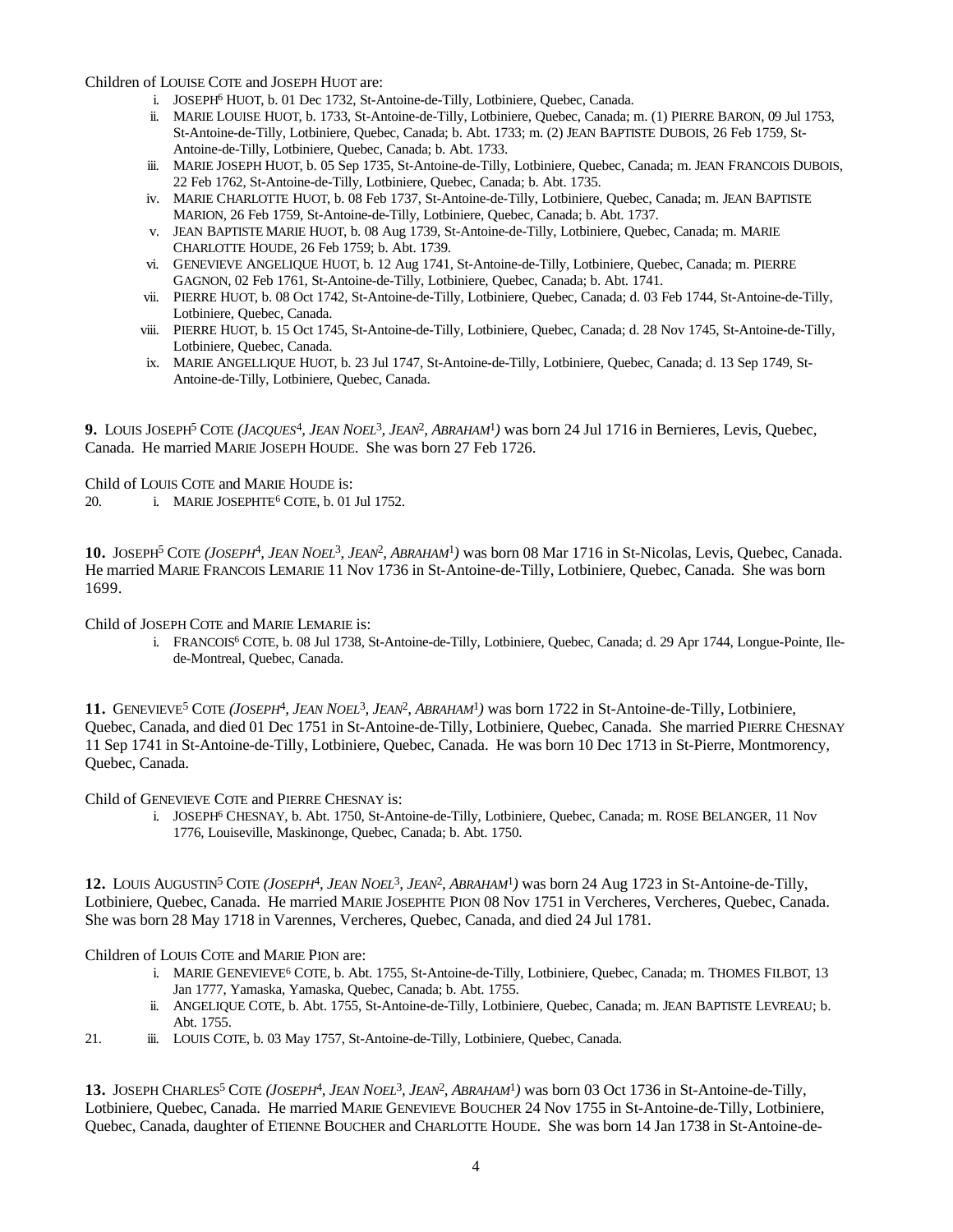Children of LOUISE COTE and JOSEPH HUOT are:

- i. JOSEPH[6] HUOT, b. 01 Dec 1732, St-Antoine-de-Tilly, Lotbiniere, Quebec, Canada.
- ii. MARIE LOUISE HUOT, b. 1733, St-Antoine-de-Tilly, Lotbiniere, Quebec, Canada; m. (1) PIERRE BARON, 09 Jul 1753, St-Antoine-de-Tilly, Lotbiniere, Quebec, Canada; b. Abt. 1733; m. (2) JEAN BAPTISTE DUBOIS, 26 Feb 1759, St-Antoine-de-Tilly, Lotbiniere, Quebec, Canada; b. Abt. 1733.
- iii. MARIE JOSEPH HUOT, b. 05 Sep 1735, St-Antoine-de-Tilly, Lotbiniere, Quebec, Canada; m. JEAN FRANCOIS DUBOIS, 22 Feb 1762, St-Antoine-de-Tilly, Lotbiniere, Quebec, Canada; b. Abt. 1735.
- iv. MARIE CHARLOTTE HUOT, b. 08 Feb 1737, St-Antoine-de-Tilly, Lotbiniere, Quebec, Canada; m. JEAN BAPTISTE MARION, 26 Feb 1759, St-Antoine-de-Tilly, Lotbiniere, Quebec, Canada; b. Abt. 1737.
- v. JEAN BAPTISTE MARIE HUOT, b. 08 Aug 1739, St-Antoine-de-Tilly, Lotbiniere, Quebec, Canada; m. MARIE CHARLOTTE HOUDE, 26 Feb 1759; b. Abt. 1739.
- vi. GENEVIEVE ANGELIQUE HUOT, b. 12 Aug 1741, St-Antoine-de-Tilly, Lotbiniere, Quebec, Canada; m. PIERRE GAGNON, 02 Feb 1761, St-Antoine-de-Tilly, Lotbiniere, Quebec, Canada; b. Abt. 1741.
- vii. PIERRE HUOT, b. 08 Oct 1742, St-Antoine-de-Tilly, Lotbiniere, Quebec, Canada; d. 03 Feb 1744, St-Antoine-de-Tilly, Lotbiniere, Quebec, Canada.
- viii. PIERRE HUOT, b. 15 Oct 1745, St-Antoine-de-Tilly, Lotbiniere, Quebec, Canada; d. 28 Nov 1745, St-Antoine-de-Tilly, Lotbiniere, Quebec, Canada.
- ix. MARIE ANGELLIQUE HUOT, b. 23 Jul 1747, St-Antoine-de-Tilly, Lotbiniere, Quebec, Canada; d. 13 Sep 1749, St-Antoine-de-Tilly, Lotbiniere, Quebec, Canada.

**9.** LOUIS JOSEPH[5] COTE *(JACQUES[4], JEAN NOEL[3], JEAN[2], ABRAHAM[1])* was born 24 Jul 1716 in Bernieres, Levis, Quebec, Canada. He married MARIE JOSEPH HOUDE. She was born 27 Feb 1726.

Child of LOUIS COTE and MARIE HOUDE is:

20. i. MARIE JOSEPHTE[6] COTE, b. 01 Jul 1752.

**10.** JOSEPH[5] COTE *(JOSEPH[4], JEAN NOEL[3], JEAN[2], ABRAHAM[1])* was born 08 Mar 1716 in St-Nicolas, Levis, Quebec, Canada. He married MARIE FRANCOIS LEMARIE 11 Nov 1736 in St-Antoine-de-Tilly, Lotbiniere, Quebec, Canada. She was born 1699.

Child of JOSEPH COTE and MARIE LEMARIE is:

- i. FRANCOIS[6] COTE, b. 08 Jul 1738, St-Antoine-de-Tilly, Lotbiniere, Quebec, Canada; d. 29 Apr 1744, Longue-Pointe, Ile-de-Montreal, Quebec, Canada.

**11.** GENEVIEVE[5] COTE *(JOSEPH[4], JEAN NOEL[3], JEAN[2], ABRAHAM[1])* was born 1722 in St-Antoine-de-Tilly, Lotbiniere, Quebec, Canada, and died 01 Dec 1751 in St-Antoine-de-Tilly, Lotbiniere, Quebec, Canada. She married PIERRE CHESNAY 11 Sep 1741 in St-Antoine-de-Tilly, Lotbiniere, Quebec, Canada. He was born 10 Dec 1713 in St-Pierre, Montmorency, Quebec, Canada.

Child of GENEVIEVE COTE and PIERRE CHESNAY is:

- i. JOSEPH[6] CHESNAY, b. Abt. 1750, St-Antoine-de-Tilly, Lotbiniere, Quebec, Canada; m. ROSE BELANGER, 11 Nov 1776, Louiseville, Maskinonge, Quebec, Canada; b. Abt. 1750.

**12.** LOUIS AUGUSTIN[5] COTE *(JOSEPH[4], JEAN NOEL[3], JEAN[2], ABRAHAM[1])* was born 24 Aug 1723 in St-Antoine-de-Tilly, Lotbiniere, Quebec, Canada. He married MARIE JOSEPHTE PION 08 Nov 1751 in Vercheres, Vercheres, Quebec, Canada. She was born 28 May 1718 in Varennes, Vercheres, Quebec, Canada, and died 24 Jul 1781.

Children of LOUIS COTE and MARIE PION are:

- i. MARIE GENEVIEVE[6] COTE, b. Abt. 1755, St-Antoine-de-Tilly, Lotbiniere, Quebec, Canada; m. THOMES FILBOT, 13 Jan 1777, Yamaska, Yamaska, Quebec, Canada; b. Abt. 1755.
- ii. ANGELIQUE COTE, b. Abt. 1755, St-Antoine-de-Tilly, Lotbiniere, Quebec, Canada; m. JEAN BAPTISTE LEVREAU; b. Abt. 1755.

21. iii. LOUIS COTE, b. 03 May 1757, St-Antoine-de-Tilly, Lotbiniere, Quebec, Canada.

**13.** JOSEPH CHARLES[5] COTE *(JOSEPH[4], JEAN NOEL[3], JEAN[2], ABRAHAM[1])* was born 03 Oct 1736 in St-Antoine-de-Tilly, Lotbiniere, Quebec, Canada. He married MARIE GENEVIEVE BOUCHER 24 Nov 1755 in St-Antoine-de-Tilly, Lotbiniere, Quebec, Canada, daughter of ETIENNE BOUCHER and CHARLOTTE HOUDE. She was born 14 Jan 1738 in St-Antoine-de-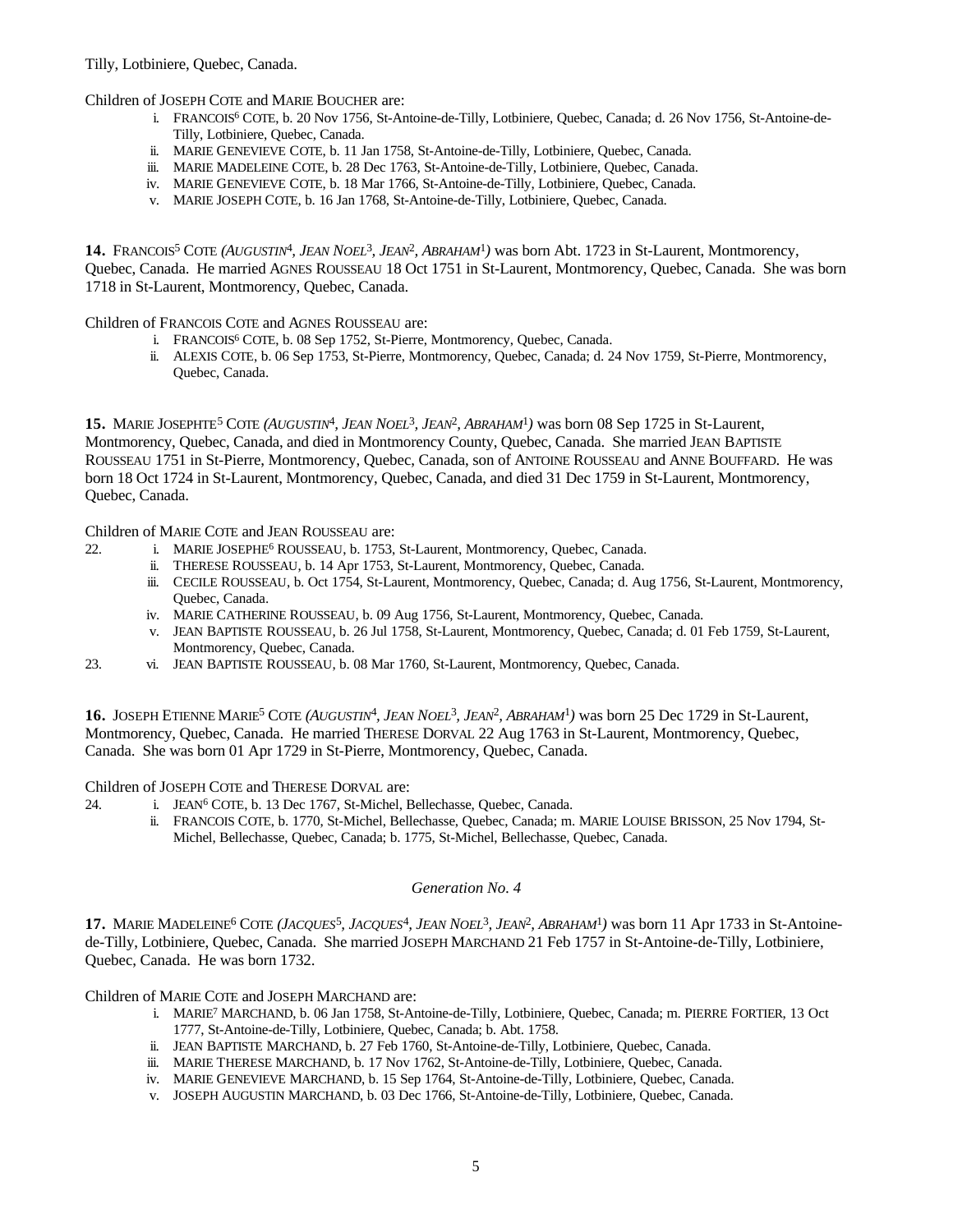Tilly, Lotbiniere, Quebec, Canada.

Children of JOSEPH COTE and MARIE BOUCHER are:

- i. FRANCOIS[6] COTE, b. 20 Nov 1756, St-Antoine-de-Tilly, Lotbiniere, Quebec, Canada; d. 26 Nov 1756, St-Antoine-de-Tilly, Lotbiniere, Quebec, Canada.
- ii. MARIE GENEVIEVE COTE, b. 11 Jan 1758, St-Antoine-de-Tilly, Lotbiniere, Quebec, Canada.
- iii. MARIE MADELEINE COTE, b. 28 Dec 1763, St-Antoine-de-Tilly, Lotbiniere, Quebec, Canada.
- iv. MARIE GENEVIEVE COTE, b. 18 Mar 1766, St-Antoine-de-Tilly, Lotbiniere, Quebec, Canada.
- v. MARIE JOSEPH COTE, b. 16 Jan 1768, St-Antoine-de-Tilly, Lotbiniere, Quebec, Canada.

**14.** FRANCOIS[5] COTE *(AUGUSTIN[4], JEAN NOEL[3], JEAN[2], ABRAHAM[1])* was born Abt. 1723 in St-Laurent, Montmorency, Quebec, Canada. He married AGNES ROUSSEAU 18 Oct 1751 in St-Laurent, Montmorency, Quebec, Canada. She was born 1718 in St-Laurent, Montmorency, Quebec, Canada.

Children of FRANCOIS COTE and AGNES ROUSSEAU are:

- i. FRANCOIS[6] COTE, b. 08 Sep 1752, St-Pierre, Montmorency, Quebec, Canada.
- ii. ALEXIS COTE, b. 06 Sep 1753, St-Pierre, Montmorency, Quebec, Canada; d. 24 Nov 1759, St-Pierre, Montmorency, Quebec, Canada.

**15.** MARIE JOSEPHTE[5] COTE *(AUGUSTIN[4], JEAN NOEL[3], JEAN[2], ABRAHAM[1])* was born 08 Sep 1725 in St-Laurent, Montmorency, Quebec, Canada, and died in Montmorency County, Quebec, Canada. She married JEAN BAPTISTE ROUSSEAU 1751 in St-Pierre, Montmorency, Quebec, Canada, son of ANTOINE ROUSSEAU and ANNE BOUFFARD. He was born 18 Oct 1724 in St-Laurent, Montmorency, Quebec, Canada, and died 31 Dec 1759 in St-Laurent, Montmorency, Quebec, Canada.

Children of MARIE COTE and JEAN ROUSSEAU are:

- 22. i. MARIE JOSEPHE[6] ROUSSEAU, b. 1753, St-Laurent, Montmorency, Quebec, Canada.
- ii. THERESE ROUSSEAU, b. 14 Apr 1753, St-Laurent, Montmorency, Quebec, Canada.
- iii. CECILE ROUSSEAU, b. Oct 1754, St-Laurent, Montmorency, Quebec, Canada; d. Aug 1756, St-Laurent, Montmorency, Quebec, Canada.
- iv. MARIE CATHERINE ROUSSEAU, b. 09 Aug 1756, St-Laurent, Montmorency, Quebec, Canada.
- v. JEAN BAPTISTE ROUSSEAU, b. 26 Jul 1758, St-Laurent, Montmorency, Quebec, Canada; d. 01 Feb 1759, St-Laurent, Montmorency, Quebec, Canada.
- 23. vi. JEAN BAPTISTE ROUSSEAU, b. 08 Mar 1760, St-Laurent, Montmorency, Quebec, Canada.

**16.** JOSEPH ETIENNE MARIE[5] COTE *(AUGUSTIN[4], JEAN NOEL[3], JEAN[2], ABRAHAM[1])* was born 25 Dec 1729 in St-Laurent, Montmorency, Quebec, Canada. He married THERESE DORVAL 22 Aug 1763 in St-Laurent, Montmorency, Quebec, Canada. She was born 01 Apr 1729 in St-Pierre, Montmorency, Quebec, Canada.

Children of JOSEPH COTE and THERESE DORVAL are:

- 24. i. JEAN[6] COTE, b. 13 Dec 1767, St-Michel, Bellechasse, Quebec, Canada.
- ii. FRANCOIS COTE, b. 1770, St-Michel, Bellechasse, Quebec, Canada; m. MARIE LOUISE BRISSON, 25 Nov 1794, St-Michel, Bellechasse, Quebec, Canada; b. 1775, St-Michel, Bellechasse, Quebec, Canada.

*Generation No. 4*

**17.** MARIE MADELEINE[6] COTE *(JACQUES[5], JACQUES[4], JEAN NOEL[3], JEAN[2], ABRAHAM[1])* was born 11 Apr 1733 in St-Antoine-de-Tilly, Lotbiniere, Quebec, Canada. She married JOSEPH MARCHAND 21 Feb 1757 in St-Antoine-de-Tilly, Lotbiniere, Quebec, Canada. He was born 1732.

Children of MARIE COTE and JOSEPH MARCHAND are:

- i. MARIE[7] MARCHAND, b. 06 Jan 1758, St-Antoine-de-Tilly, Lotbiniere, Quebec, Canada; m. PIERRE FORTIER, 13 Oct 1777, St-Antoine-de-Tilly, Lotbiniere, Quebec, Canada; b. Abt. 1758.
- ii. JEAN BAPTISTE MARCHAND, b. 27 Feb 1760, St-Antoine-de-Tilly, Lotbiniere, Quebec, Canada.
- iii. MARIE THERESE MARCHAND, b. 17 Nov 1762, St-Antoine-de-Tilly, Lotbiniere, Quebec, Canada.
- iv. MARIE GENEVIEVE MARCHAND, b. 15 Sep 1764, St-Antoine-de-Tilly, Lotbiniere, Quebec, Canada.
- v. JOSEPH AUGUSTIN MARCHAND, b. 03 Dec 1766, St-Antoine-de-Tilly, Lotbiniere, Quebec, Canada.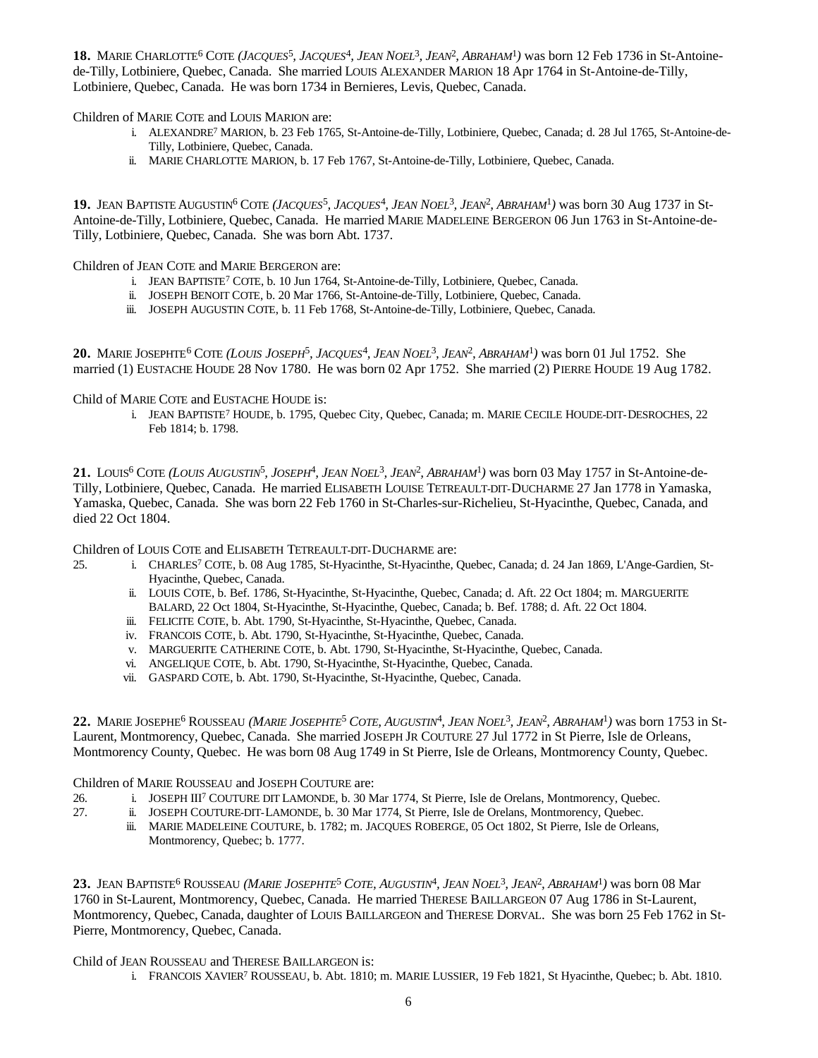**18.** Marie Charlotte[6] Cote *(Jacques[5], Jacques[4], Jean Noel[3], Jean[2], Abraham[1])* was born 12 Feb 1736 in St-Antoine-de-Tilly, Lotbiniere, Quebec, Canada. She married Louis Alexander Marion 18 Apr 1764 in St-Antoine-de-Tilly, Lotbiniere, Quebec, Canada. He was born 1734 in Bernieres, Levis, Quebec, Canada.

Children of Marie Cote and Louis Marion are:

- i. Alexandre[7] Marion, b. 23 Feb 1765, St-Antoine-de-Tilly, Lotbiniere, Quebec, Canada; d. 28 Jul 1765, St-Antoine-de-Tilly, Lotbiniere, Quebec, Canada.
- ii. Marie Charlotte Marion, b. 17 Feb 1767, St-Antoine-de-Tilly, Lotbiniere, Quebec, Canada.

**19.** Jean Baptiste Augustin[6] Cote *(Jacques[5], Jacques[4], Jean Noel[3], Jean[2], Abraham[1])* was born 30 Aug 1737 in St-Antoine-de-Tilly, Lotbiniere, Quebec, Canada. He married Marie Madeleine Bergeron 06 Jun 1763 in St-Antoine-de-Tilly, Lotbiniere, Quebec, Canada. She was born Abt. 1737.

Children of Jean Cote and Marie Bergeron are:

- i. Jean Baptiste[7] Cote, b. 10 Jun 1764, St-Antoine-de-Tilly, Lotbiniere, Quebec, Canada.
- ii. Joseph Benoit Cote, b. 20 Mar 1766, St-Antoine-de-Tilly, Lotbiniere, Quebec, Canada.
- iii. Joseph Augustin Cote, b. 11 Feb 1768, St-Antoine-de-Tilly, Lotbiniere, Quebec, Canada.

**20.** Marie Josephte[6] Cote *(Louis Joseph[5], Jacques[4], Jean Noel[3], Jean[2], Abraham[1])* was born 01 Jul 1752. She married (1) Eustache Houde 28 Nov 1780. He was born 02 Apr 1752. She married (2) Pierre Houde 19 Aug 1782.

Child of Marie Cote and Eustache Houde is:

- i. Jean Baptiste[7] Houde, b. 1795, Quebec City, Quebec, Canada; m. Marie Cecile Houde-dit-Desroches, 22 Feb 1814; b. 1798.

**21.** Louis[6] Cote *(Louis Augustin[5], Joseph[4], Jean Noel[3], Jean[2], Abraham[1])* was born 03 May 1757 in St-Antoine-de-Tilly, Lotbiniere, Quebec, Canada. He married Elisabeth Louise Tetreault-dit-Ducharme 27 Jan 1778 in Yamaska, Yamaska, Quebec, Canada. She was born 22 Feb 1760 in St-Charles-sur-Richelieu, St-Hyacinthe, Quebec, Canada, and died 22 Oct 1804.

Children of Louis Cote and Elisabeth Tetreault-dit-Ducharme are:

- 25. i. Charles[7] Cote, b. 08 Aug 1785, St-Hyacinthe, St-Hyacinthe, Quebec, Canada; d. 24 Jan 1869, L'Ange-Gardien, St-Hyacinthe, Quebec, Canada.
- ii. Louis Cote, b. Bef. 1786, St-Hyacinthe, St-Hyacinthe, Quebec, Canada; d. Aft. 22 Oct 1804; m. Marguerite Balard, 22 Oct 1804, St-Hyacinthe, St-Hyacinthe, Quebec, Canada; b. Bef. 1788; d. Aft. 22 Oct 1804.
- iii. Felicite Cote, b. Abt. 1790, St-Hyacinthe, St-Hyacinthe, Quebec, Canada.
- iv. Francois Cote, b. Abt. 1790, St-Hyacinthe, St-Hyacinthe, Quebec, Canada.
- v. Marguerite Catherine Cote, b. Abt. 1790, St-Hyacinthe, St-Hyacinthe, Quebec, Canada.
- vi. Angelique Cote, b. Abt. 1790, St-Hyacinthe, St-Hyacinthe, Quebec, Canada.
- vii. Gaspard Cote, b. Abt. 1790, St-Hyacinthe, St-Hyacinthe, Quebec, Canada.

**22.** Marie Josephe[6] Rousseau *(Marie Josephte[5] Cote, Augustin[4], Jean Noel[3], Jean[2], Abraham[1])* was born 1753 in St-Laurent, Montmorency, Quebec, Canada. She married Joseph Jr Couture 27 Jul 1772 in St Pierre, Isle de Orleans, Montmorency County, Quebec. He was born 08 Aug 1749 in St Pierre, Isle de Orleans, Montmorency County, Quebec.

Children of Marie Rousseau and Joseph Couture are:

- 26. i. Joseph III[7] Couture dit Lamonde, b. 30 Mar 1774, St Pierre, Isle de Orelans, Montmorency, Quebec.
- 27. ii. Joseph Couture-dit-Lamonde, b. 30 Mar 1774, St Pierre, Isle de Orelans, Montmorency, Quebec.
- iii. Marie Madeleine Couture, b. 1782; m. Jacques Roberge, 05 Oct 1802, St Pierre, Isle de Orleans, Montmorency, Quebec; b. 1777.

**23.** Jean Baptiste[6] Rousseau *(Marie Josephte[5] Cote, Augustin[4], Jean Noel[3], Jean[2], Abraham[1])* was born 08 Mar 1760 in St-Laurent, Montmorency, Quebec, Canada. He married Therese Baillargeon 07 Aug 1786 in St-Laurent, Montmorency, Quebec, Canada, daughter of Louis Baillargeon and Therese Dorval. She was born 25 Feb 1762 in St-Pierre, Montmorency, Quebec, Canada.

Child of Jean Rousseau and Therese Baillargeon is:

- i. Francois Xavier[7] Rousseau, b. Abt. 1810; m. Marie Lussier, 19 Feb 1821, St Hyacinthe, Quebec; b. Abt. 1810.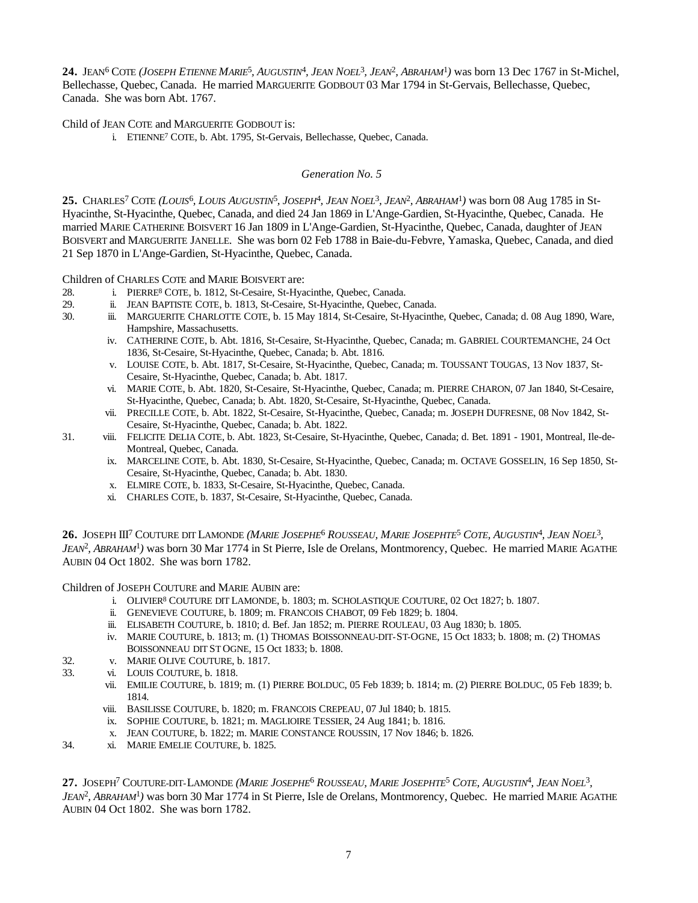**24.** JEAN[6] COTE *(JOSEPH ETIENNE MARIE[5], AUGUSTIN[4], JEAN NOEL[3], JEAN[2], ABRAHAM[1])* was born 13 Dec 1767 in St-Michel, Bellechasse, Quebec, Canada. He married MARGUERITE GODBOUT 03 Mar 1794 in St-Gervais, Bellechasse, Quebec, Canada. She was born Abt. 1767.

Child of JEAN COTE and MARGUERITE GODBOUT is:

- i. ETIENNE[7] COTE, b. Abt. 1795, St-Gervais, Bellechasse, Quebec, Canada.

*Generation No. 5*

**25.** CHARLES[7] COTE *(LOUIS[6], LOUIS AUGUSTIN[5], JOSEPH[4], JEAN NOEL[3], JEAN[2], ABRAHAM[1])* was born 08 Aug 1785 in St-Hyacinthe, St-Hyacinthe, Quebec, Canada, and died 24 Jan 1869 in L'Ange-Gardien, St-Hyacinthe, Quebec, Canada. He married MARIE CATHERINE BOISVERT 16 Jan 1809 in L'Ange-Gardien, St-Hyacinthe, Quebec, Canada, daughter of JEAN BOISVERT and MARGUERITE JANELLE. She was born 02 Feb 1788 in Baie-du-Febvre, Yamaska, Quebec, Canada, and died 21 Sep 1870 in L'Ange-Gardien, St-Hyacinthe, Quebec, Canada.

Children of CHARLES COTE and MARIE BOISVERT are:

28. i. PIERRE[8] COTE, b. 1812, St-Cesaire, St-Hyacinthe, Quebec, Canada.
29. ii. JEAN BAPTISTE COTE, b. 1813, St-Cesaire, St-Hyacinthe, Quebec, Canada.
30. iii. MARGUERITE CHARLOTTE COTE, b. 15 May 1814, St-Cesaire, St-Hyacinthe, Quebec, Canada; d. 08 Aug 1890, Ware, Hampshire, Massachusetts.
- iv. CATHERINE COTE, b. Abt. 1816, St-Cesaire, St-Hyacinthe, Quebec, Canada; m. GABRIEL COURTEMANCHE, 24 Oct 1836, St-Cesaire, St-Hyacinthe, Quebec, Canada; b. Abt. 1816.
- v. LOUISE COTE, b. Abt. 1817, St-Cesaire, St-Hyacinthe, Quebec, Canada; m. TOUSSANT TOUGAS, 13 Nov 1837, St-Cesaire, St-Hyacinthe, Quebec, Canada; b. Abt. 1817.
- vi. MARIE COTE, b. Abt. 1820, St-Cesaire, St-Hyacinthe, Quebec, Canada; m. PIERRE CHARON, 07 Jan 1840, St-Cesaire, St-Hyacinthe, Quebec, Canada; b. Abt. 1820, St-Cesaire, St-Hyacinthe, Quebec, Canada.
- vii. PRECILLE COTE, b. Abt. 1822, St-Cesaire, St-Hyacinthe, Quebec, Canada; m. JOSEPH DUFRESNE, 08 Nov 1842, St-Cesaire, St-Hyacinthe, Quebec, Canada; b. Abt. 1822.

31. viii. FELICITE DELIA COTE, b. Abt. 1823, St-Cesaire, St-Hyacinthe, Quebec, Canada; d. Bet. 1891 - 1901, Montreal, Ile-de-Montreal, Quebec, Canada.
- ix. MARCELINE COTE, b. Abt. 1830, St-Cesaire, St-Hyacinthe, Quebec, Canada; m. OCTAVE GOSSELIN, 16 Sep 1850, St-Cesaire, St-Hyacinthe, Quebec, Canada; b. Abt. 1830.
- x. ELMIRE COTE, b. 1833, St-Cesaire, St-Hyacinthe, Quebec, Canada.
- xi. CHARLES COTE, b. 1837, St-Cesaire, St-Hyacinthe, Quebec, Canada.

**26.** JOSEPH III[7] COUTURE DIT LAMONDE *(MARIE JOSEPHE[6] ROUSSEAU, MARIE JOSEPHTE[5] COTE, AUGUSTIN[4], JEAN NOEL[3], JEAN[2], ABRAHAM[1])* was born 30 Mar 1774 in St Pierre, Isle de Orelans, Montmorency, Quebec. He married MARIE AGATHE AUBIN 04 Oct 1802. She was born 1782.

Children of JOSEPH COUTURE and MARIE AUBIN are:

- i. OLIVIER[8] COUTURE DIT LAMONDE, b. 1803; m. SCHOLASTIQUE COUTURE, 02 Oct 1827; b. 1807.
- ii. GENEVIEVE COUTURE, b. 1809; m. FRANCOIS CHABOT, 09 Feb 1829; b. 1804.
- iii. ELISABETH COUTURE, b. 1810; d. Bef. Jan 1852; m. PIERRE ROULEAU, 03 Aug 1830; b. 1805.
- iv. MARIE COUTURE, b. 1813; m. (1) THOMAS BOISSONNEAU-DIT-ST-OGNE, 15 Oct 1833; b. 1808; m. (2) THOMAS BOISSONNEAU DIT ST OGNE, 15 Oct 1833; b. 1808.

32. v. MARIE OLIVE COUTURE, b. 1817.
33. vi. LOUIS COUTURE, b. 1818.
- vii. EMILIE COUTURE, b. 1819; m. (1) PIERRE BOLDUC, 05 Feb 1839; b. 1814; m. (2) PIERRE BOLDUC, 05 Feb 1839; b. 1814.
- viii. BASILISSE COUTURE, b. 1820; m. FRANCOIS CREPEAU, 07 Jul 1840; b. 1815.
- ix. SOPHIE COUTURE, b. 1821; m. MAGLIOIRE TESSIER, 24 Aug 1841; b. 1816.
- x. JEAN COUTURE, b. 1822; m. MARIE CONSTANCE ROUSSIN, 17 Nov 1846; b. 1826.

34. xi. MARIE EMELIE COUTURE, b. 1825.

**27.** JOSEPH[7] COUTURE-DIT-LAMONDE *(MARIE JOSEPHE[6] ROUSSEAU, MARIE JOSEPHTE[5] COTE, AUGUSTIN[4], JEAN NOEL[3], JEAN[2], ABRAHAM[1])* was born 30 Mar 1774 in St Pierre, Isle de Orelans, Montmorency, Quebec. He married MARIE AGATHE AUBIN 04 Oct 1802. She was born 1782.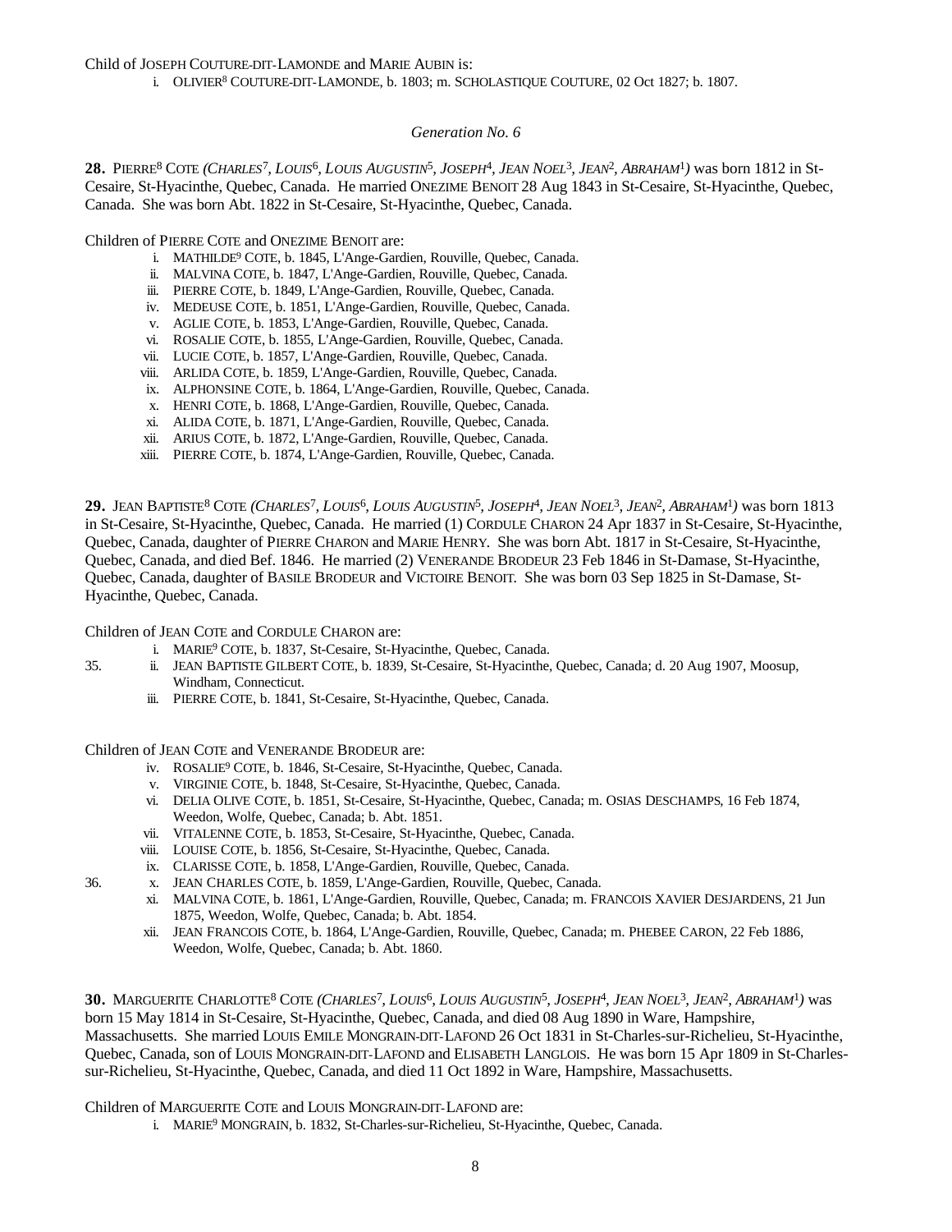Child of JOSEPH COUTURE-DIT-LAMONDE and MARIE AUBIN is:

i. OLIVIER[8] COUTURE-DIT-LAMONDE, b. 1803; m. SCHOLASTIQUE COUTURE, 02 Oct 1827; b. 1807.

*Generation No. 6*

**28.** PIERRE[8] COTE *(CHARLES[7], LOUIS[6], LOUIS AUGUSTIN[5], JOSEPH[4], JEAN NOEL[3], JEAN[2], ABRAHAM[1])* was born 1812 in St-Cesaire, St-Hyacinthe, Quebec, Canada. He married ONEZIME BENOIT 28 Aug 1843 in St-Cesaire, St-Hyacinthe, Quebec, Canada. She was born Abt. 1822 in St-Cesaire, St-Hyacinthe, Quebec, Canada.

Children of PIERRE COTE and ONEZIME BENOIT are:

i. MATHILDE[9] COTE, b. 1845, L'Ange-Gardien, Rouville, Quebec, Canada.
ii. MALVINA COTE, b. 1847, L'Ange-Gardien, Rouville, Quebec, Canada.
iii. PIERRE COTE, b. 1849, L'Ange-Gardien, Rouville, Quebec, Canada.
iv. MEDEUSE COTE, b. 1851, L'Ange-Gardien, Rouville, Quebec, Canada.
v. AGLIE COTE, b. 1853, L'Ange-Gardien, Rouville, Quebec, Canada.
vi. ROSALIE COTE, b. 1855, L'Ange-Gardien, Rouville, Quebec, Canada.
vii. LUCIE COTE, b. 1857, L'Ange-Gardien, Rouville, Quebec, Canada.
viii. ARLIDA COTE, b. 1859, L'Ange-Gardien, Rouville, Quebec, Canada.
ix. ALPHONSINE COTE, b. 1864, L'Ange-Gardien, Rouville, Quebec, Canada.
x. HENRI COTE, b. 1868, L'Ange-Gardien, Rouville, Quebec, Canada.
xi. ALIDA COTE, b. 1871, L'Ange-Gardien, Rouville, Quebec, Canada.
xii. ARIUS COTE, b. 1872, L'Ange-Gardien, Rouville, Quebec, Canada.
xiii. PIERRE COTE, b. 1874, L'Ange-Gardien, Rouville, Quebec, Canada.

**29.** JEAN BAPTISTE[8] COTE *(CHARLES[7], LOUIS[6], LOUIS AUGUSTIN[5], JOSEPH[4], JEAN NOEL[3], JEAN[2], ABRAHAM[1])* was born 1813 in St-Cesaire, St-Hyacinthe, Quebec, Canada. He married (1) CORDULE CHARON 24 Apr 1837 in St-Cesaire, St-Hyacinthe, Quebec, Canada, daughter of PIERRE CHARON and MARIE HENRY. She was born Abt. 1817 in St-Cesaire, St-Hyacinthe, Quebec, Canada, and died Bef. 1846. He married (2) VENERANDE BRODEUR 23 Feb 1846 in St-Damase, St-Hyacinthe, Quebec, Canada, daughter of BASILE BRODEUR and VICTOIRE BENOIT. She was born 03 Sep 1825 in St-Damase, St-Hyacinthe, Quebec, Canada.

Children of JEAN COTE and CORDULE CHARON are:

i. MARIE[9] COTE, b. 1837, St-Cesaire, St-Hyacinthe, Quebec, Canada.
35. ii. JEAN BAPTISTE GILBERT COTE, b. 1839, St-Cesaire, St-Hyacinthe, Quebec, Canada; d. 20 Aug 1907, Moosup, Windham, Connecticut.
iii. PIERRE COTE, b. 1841, St-Cesaire, St-Hyacinthe, Quebec, Canada.

Children of JEAN COTE and VENERANDE BRODEUR are:

iv. ROSALIE[9] COTE, b. 1846, St-Cesaire, St-Hyacinthe, Quebec, Canada.
v. VIRGINIE COTE, b. 1848, St-Cesaire, St-Hyacinthe, Quebec, Canada.
vi. DELIA OLIVE COTE, b. 1851, St-Cesaire, St-Hyacinthe, Quebec, Canada; m. OSIAS DESCHAMPS, 16 Feb 1874, Weedon, Wolfe, Quebec, Canada; b. Abt. 1851.
vii. VITALENNE COTE, b. 1853, St-Cesaire, St-Hyacinthe, Quebec, Canada.
viii. LOUISE COTE, b. 1856, St-Cesaire, St-Hyacinthe, Quebec, Canada.
ix. CLARISSE COTE, b. 1858, L'Ange-Gardien, Rouville, Quebec, Canada.
36. x. JEAN CHARLES COTE, b. 1859, L'Ange-Gardien, Rouville, Quebec, Canada.
xi. MALVINA COTE, b. 1861, L'Ange-Gardien, Rouville, Quebec, Canada; m. FRANCOIS XAVIER DESJARDENS, 21 Jun 1875, Weedon, Wolfe, Quebec, Canada; b. Abt. 1854.
xii. JEAN FRANCOIS COTE, b. 1864, L'Ange-Gardien, Rouville, Quebec, Canada; m. PHEBEE CARON, 22 Feb 1886, Weedon, Wolfe, Quebec, Canada; b. Abt. 1860.

**30.** MARGUERITE CHARLOTTE[8] COTE *(CHARLES[7], LOUIS[6], LOUIS AUGUSTIN[5], JOSEPH[4], JEAN NOEL[3], JEAN[2], ABRAHAM[1])* was born 15 May 1814 in St-Cesaire, St-Hyacinthe, Quebec, Canada, and died 08 Aug 1890 in Ware, Hampshire, Massachusetts. She married LOUIS EMILE MONGRAIN-DIT-LAFOND 26 Oct 1831 in St-Charles-sur-Richelieu, St-Hyacinthe, Quebec, Canada, son of LOUIS MONGRAIN-DIT-LAFOND and ELISABETH LANGLOIS. He was born 15 Apr 1809 in St-Charles-sur-Richelieu, St-Hyacinthe, Quebec, Canada, and died 11 Oct 1892 in Ware, Hampshire, Massachusetts.

Children of MARGUERITE COTE and LOUIS MONGRAIN-DIT-LAFOND are:

i. MARIE[9] MONGRAIN, b. 1832, St-Charles-sur-Richelieu, St-Hyacinthe, Quebec, Canada.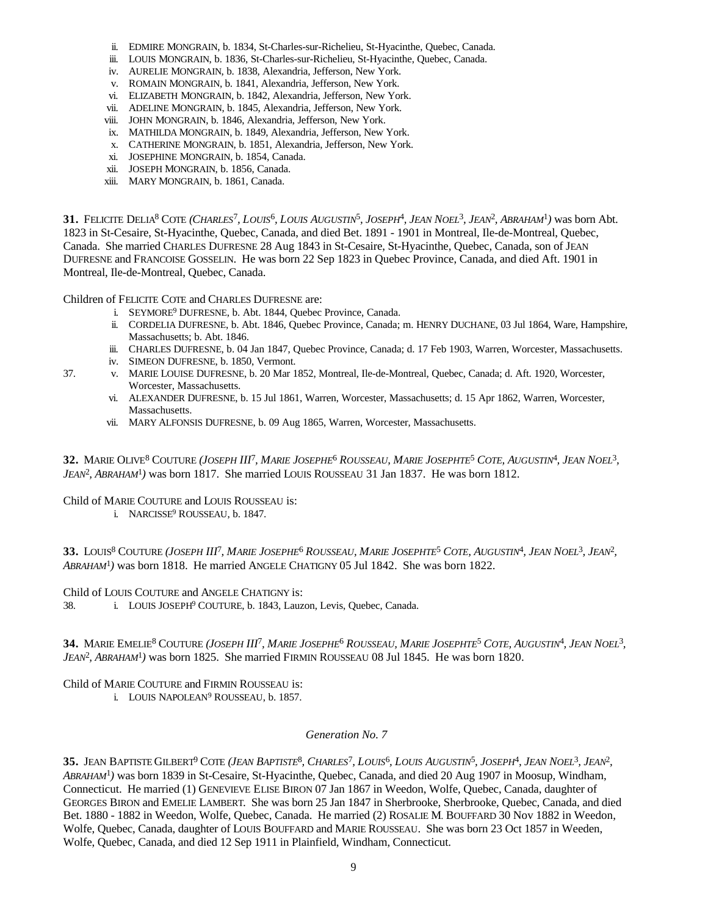ii. EDMIRE MONGRAIN, b. 1834, St-Charles-sur-Richelieu, St-Hyacinthe, Quebec, Canada.
iii. LOUIS MONGRAIN, b. 1836, St-Charles-sur-Richelieu, St-Hyacinthe, Quebec, Canada.
iv. AURELIE MONGRAIN, b. 1838, Alexandria, Jefferson, New York.
v. ROMAIN MONGRAIN, b. 1841, Alexandria, Jefferson, New York.
vi. ELIZABETH MONGRAIN, b. 1842, Alexandria, Jefferson, New York.
vii. ADELINE MONGRAIN, b. 1845, Alexandria, Jefferson, New York.
viii. JOHN MONGRAIN, b. 1846, Alexandria, Jefferson, New York.
ix. MATHILDA MONGRAIN, b. 1849, Alexandria, Jefferson, New York.
x. CATHERINE MONGRAIN, b. 1851, Alexandria, Jefferson, New York.
xi. JOSEPHINE MONGRAIN, b. 1854, Canada.
xii. JOSEPH MONGRAIN, b. 1856, Canada.
xiii. MARY MONGRAIN, b. 1861, Canada.

**31.** FELICITE DELIA[8] COTE *(CHARLES[7], LOUIS[6], LOUIS AUGUSTIN[5], JOSEPH[4], JEAN NOEL[3], JEAN[2], ABRAHAM[1])* was born Abt. 1823 in St-Cesaire, St-Hyacinthe, Quebec, Canada, and died Bet. 1891 - 1901 in Montreal, Ile-de-Montreal, Quebec, Canada. She married CHARLES DUFRESNE 28 Aug 1843 in St-Cesaire, St-Hyacinthe, Quebec, Canada, son of JEAN DUFRESNE and FRANCOISE GOSSELIN. He was born 22 Sep 1823 in Quebec Province, Canada, and died Aft. 1901 in Montreal, Ile-de-Montreal, Quebec, Canada.

Children of FELICITE COTE and CHARLES DUFRESNE are:

i. SEYMORE[9] DUFRESNE, b. Abt. 1844, Quebec Province, Canada.
ii. CORDELIA DUFRESNE, b. Abt. 1846, Quebec Province, Canada; m. HENRY DUCHANE, 03 Jul 1864, Ware, Hampshire, Massachusetts; b. Abt. 1846.
iii. CHARLES DUFRESNE, b. 04 Jan 1847, Quebec Province, Canada; d. 17 Feb 1903, Warren, Worcester, Massachusetts.
iv. SIMEON DUFRESNE, b. 1850, Vermont.
37. v. MARIE LOUISE DUFRESNE, b. 20 Mar 1852, Montreal, Ile-de-Montreal, Quebec, Canada; d. Aft. 1920, Worcester, Worcester, Massachusetts.
vi. ALEXANDER DUFRESNE, b. 15 Jul 1861, Warren, Worcester, Massachusetts; d. 15 Apr 1862, Warren, Worcester, Massachusetts.
vii. MARY ALFONSIS DUFRESNE, b. 09 Aug 1865, Warren, Worcester, Massachusetts.

**32.** MARIE OLIVE[8] COUTURE *(JOSEPH III[7], MARIE JOSEPHE[6] ROUSSEAU, MARIE JOSEPHTE[5] COTE, AUGUSTIN[4], JEAN NOEL[3], JEAN[2], ABRAHAM[1])* was born 1817. She married LOUIS ROUSSEAU 31 Jan 1837. He was born 1812.

Child of MARIE COUTURE and LOUIS ROUSSEAU is:

i. NARCISSE[9] ROUSSEAU, b. 1847.

**33.** LOUIS[8] COUTURE *(JOSEPH III[7], MARIE JOSEPHE[6] ROUSSEAU, MARIE JOSEPHTE[5] COTE, AUGUSTIN[4], JEAN NOEL[3], JEAN[2], ABRAHAM[1])* was born 1818. He married ANGELE CHATIGNY 05 Jul 1842. She was born 1822.

Child of LOUIS COUTURE and ANGELE CHATIGNY is:

38. i. LOUIS JOSEPH[9] COUTURE, b. 1843, Lauzon, Levis, Quebec, Canada.

**34.** MARIE EMELIE[8] COUTURE *(JOSEPH III[7], MARIE JOSEPHE[6] ROUSSEAU, MARIE JOSEPHTE[5] COTE, AUGUSTIN[4], JEAN NOEL[3], JEAN[2], ABRAHAM[1])* was born 1825. She married FIRMIN ROUSSEAU 08 Jul 1845. He was born 1820.

Child of MARIE COUTURE and FIRMIN ROUSSEAU is:

i. LOUIS NAPOLEAN[9] ROUSSEAU, b. 1857.

*Generation No. 7*

**35.** JEAN BAPTISTE GILBERT[9] COTE *(JEAN BAPTISTE[8], CHARLES[7], LOUIS[6], LOUIS AUGUSTIN[5], JOSEPH[4], JEAN NOEL[3], JEAN[2], ABRAHAM[1])* was born 1839 in St-Cesaire, St-Hyacinthe, Quebec, Canada, and died 20 Aug 1907 in Moosup, Windham, Connecticut. He married (1) GENEVIEVE ELISE BIRON 07 Jan 1867 in Weedon, Wolfe, Quebec, Canada, daughter of GEORGES BIRON and EMELIE LAMBERT. She was born 25 Jan 1847 in Sherbrooke, Sherbrooke, Quebec, Canada, and died Bet. 1880 - 1882 in Weedon, Wolfe, Quebec, Canada. He married (2) ROSALIE M. BOUFFARD 30 Nov 1882 in Weedon, Wolfe, Quebec, Canada, daughter of LOUIS BOUFFARD and MARIE ROUSSEAU. She was born 23 Oct 1857 in Weeden, Wolfe, Quebec, Canada, and died 12 Sep 1911 in Plainfield, Windham, Connecticut.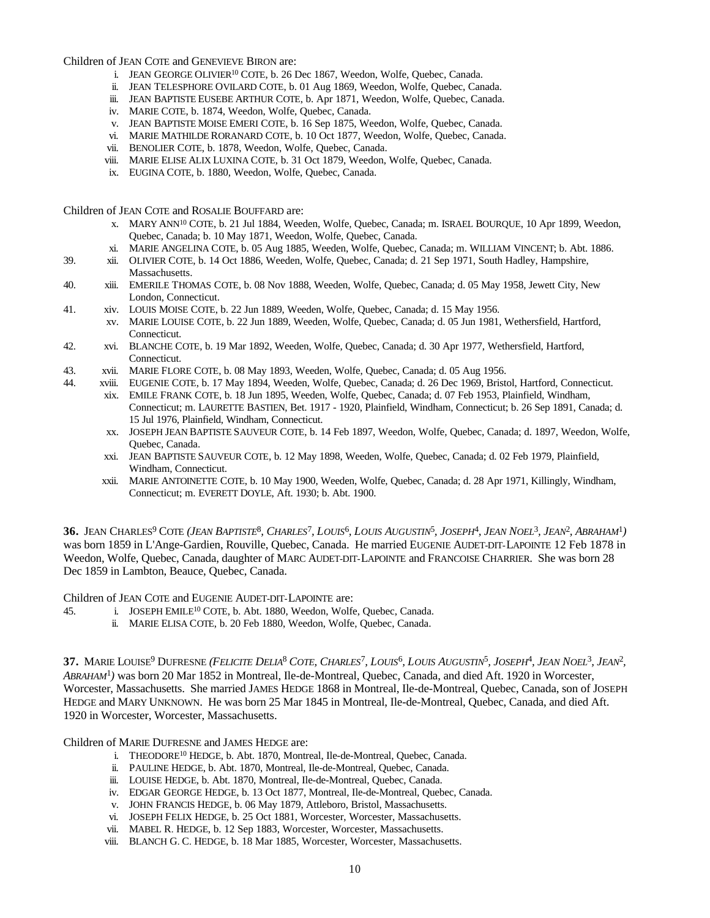Children of JEAN COTE and GENEVIEVE BIRON are:

- i. JEAN GEORGE OLIVIER[10] COTE, b. 26 Dec 1867, Weedon, Wolfe, Quebec, Canada.
- ii. JEAN TELESPHORE OVILARD COTE, b. 01 Aug 1869, Weedon, Wolfe, Quebec, Canada.
- iii. JEAN BAPTISTE EUSEBE ARTHUR COTE, b. Apr 1871, Weedon, Wolfe, Quebec, Canada.
- iv. MARIE COTE, b. 1874, Weedon, Wolfe, Quebec, Canada.
- v. JEAN BAPTISTE MOISE EMERI COTE, b. 16 Sep 1875, Weedon, Wolfe, Quebec, Canada.
- vi. MARIE MATHILDE RORANARD COTE, b. 10 Oct 1877, Weedon, Wolfe, Quebec, Canada.
- vii. BENOLIER COTE, b. 1878, Weedon, Wolfe, Quebec, Canada.
- viii. MARIE ELISE ALIX LUXINA COTE, b. 31 Oct 1879, Weedon, Wolfe, Quebec, Canada.
- ix. EUGINA COTE, b. 1880, Weedon, Wolfe, Quebec, Canada.

Children of JEAN COTE and ROSALIE BOUFFARD are:

- x. MARY ANN[10] COTE, b. 21 Jul 1884, Weeden, Wolfe, Quebec, Canada; m. ISRAEL BOURQUE, 10 Apr 1899, Weedon, Quebec, Canada; b. 10 May 1871, Weedon, Wolfe, Quebec, Canada.
- xi. MARIE ANGELINA COTE, b. 05 Aug 1885, Weeden, Wolfe, Quebec, Canada; m. WILLIAM VINCENT; b. Abt. 1886.
- 39. xii. OLIVIER COTE, b. 14 Oct 1886, Weeden, Wolfe, Quebec, Canada; d. 21 Sep 1971, South Hadley, Hampshire, Massachusetts.
- 40. xiii. EMERILE THOMAS COTE, b. 08 Nov 1888, Weeden, Wolfe, Quebec, Canada; d. 05 May 1958, Jewett City, New London, Connecticut.
- 41. xiv. LOUIS MOISE COTE, b. 22 Jun 1889, Weeden, Wolfe, Quebec, Canada; d. 15 May 1956.
- xv. MARIE LOUISE COTE, b. 22 Jun 1889, Weeden, Wolfe, Quebec, Canada; d. 05 Jun 1981, Wethersfield, Hartford, Connecticut.
- 42. xvi. BLANCHE COTE, b. 19 Mar 1892, Weeden, Wolfe, Quebec, Canada; d. 30 Apr 1977, Wethersfield, Hartford, Connecticut.
- 43. xvii. MARIE FLORE COTE, b. 08 May 1893, Weeden, Wolfe, Quebec, Canada; d. 05 Aug 1956.
- 44. xviii. EUGENIE COTE, b. 17 May 1894, Weeden, Wolfe, Quebec, Canada; d. 26 Dec 1969, Bristol, Hartford, Connecticut.
- xix. EMILE FRANK COTE, b. 18 Jun 1895, Weeden, Wolfe, Quebec, Canada; d. 07 Feb 1953, Plainfield, Windham, Connecticut; m. LAURETTE BASTIEN, Bet. 1917 - 1920, Plainfield, Windham, Connecticut; b. 26 Sep 1891, Canada; d. 15 Jul 1976, Plainfield, Windham, Connecticut.
- xx. JOSEPH JEAN BAPTISTE SAUVEUR COTE, b. 14 Feb 1897, Weedon, Wolfe, Quebec, Canada; d. 1897, Weedon, Wolfe, Quebec, Canada.
- xxi. JEAN BAPTISTE SAUVEUR COTE, b. 12 May 1898, Weeden, Wolfe, Quebec, Canada; d. 02 Feb 1979, Plainfield, Windham, Connecticut.
- xxii. MARIE ANTOINETTE COTE, b. 10 May 1900, Weeden, Wolfe, Quebec, Canada; d. 28 Apr 1971, Killingly, Windham, Connecticut; m. EVERETT DOYLE, Aft. 1930; b. Abt. 1900.

**36.** JEAN CHARLES[9] COTE *(JEAN BAPTISTE[8], CHARLES[7], LOUIS[6], LOUIS AUGUSTIN[5], JOSEPH[4], JEAN NOEL[3], JEAN[2], ABRAHAM[1])* was born 1859 in L'Ange-Gardien, Rouville, Quebec, Canada. He married EUGENIE AUDET-DIT-LAPOINTE 12 Feb 1878 in Weedon, Wolfe, Quebec, Canada, daughter of MARC AUDET-DIT-LAPOINTE and FRANCOISE CHARRIER. She was born 28 Dec 1859 in Lambton, Beauce, Quebec, Canada.

Children of JEAN COTE and EUGENIE AUDET-DIT-LAPOINTE are:

- 45. i. JOSEPH EMILE[10] COTE, b. Abt. 1880, Weedon, Wolfe, Quebec, Canada.
- ii. MARIE ELISA COTE, b. 20 Feb 1880, Weedon, Wolfe, Quebec, Canada.

**37.** MARIE LOUISE[9] DUFRESNE *(FELICITE DELIA[8] COTE, CHARLES[7], LOUIS[6], LOUIS AUGUSTIN[5], JOSEPH[4], JEAN NOEL[3], JEAN[2], ABRAHAM[1])* was born 20 Mar 1852 in Montreal, Ile-de-Montreal, Quebec, Canada, and died Aft. 1920 in Worcester, Worcester, Massachusetts. She married JAMES HEDGE 1868 in Montreal, Ile-de-Montreal, Quebec, Canada, son of JOSEPH HEDGE and MARY UNKNOWN. He was born 25 Mar 1845 in Montreal, Ile-de-Montreal, Quebec, Canada, and died Aft. 1920 in Worcester, Worcester, Massachusetts.

Children of MARIE DUFRESNE and JAMES HEDGE are:

- i. THEODORE[10] HEDGE, b. Abt. 1870, Montreal, Ile-de-Montreal, Quebec, Canada.
- ii. PAULINE HEDGE, b. Abt. 1870, Montreal, Ile-de-Montreal, Quebec, Canada.
- iii. LOUISE HEDGE, b. Abt. 1870, Montreal, Ile-de-Montreal, Quebec, Canada.
- iv. EDGAR GEORGE HEDGE, b. 13 Oct 1877, Montreal, Ile-de-Montreal, Quebec, Canada.
- v. JOHN FRANCIS HEDGE, b. 06 May 1879, Attleboro, Bristol, Massachusetts.
- vi. JOSEPH FELIX HEDGE, b. 25 Oct 1881, Worcester, Worcester, Massachusetts.
- vii. MABEL R. HEDGE, b. 12 Sep 1883, Worcester, Worcester, Massachusetts.
- viii. BLANCH G. C. HEDGE, b. 18 Mar 1885, Worcester, Worcester, Massachusetts.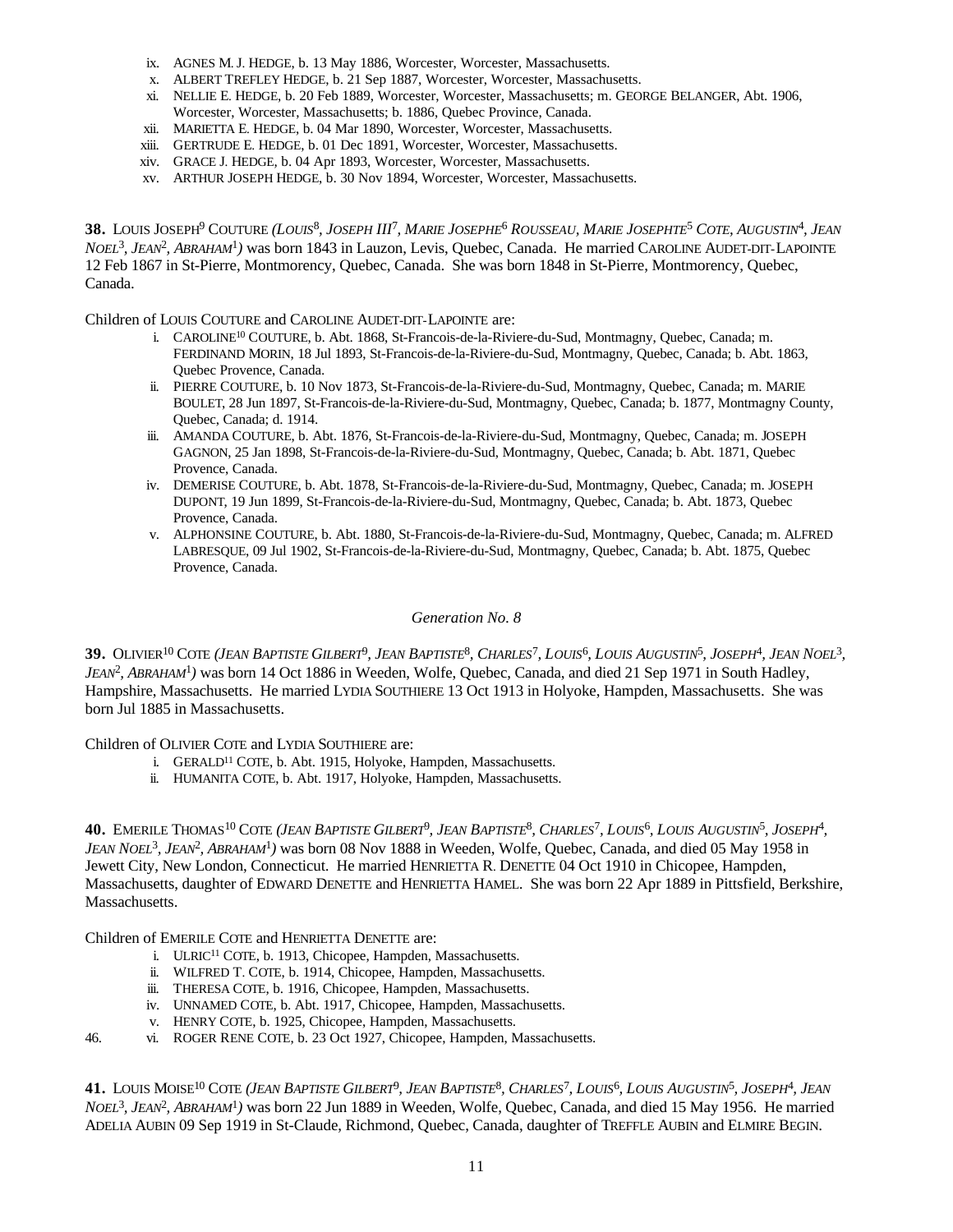ix. AGNES M. J. HEDGE, b. 13 May 1886, Worcester, Worcester, Massachusetts.
x. ALBERT TREFLEY HEDGE, b. 21 Sep 1887, Worcester, Worcester, Massachusetts.
xi. NELLIE E. HEDGE, b. 20 Feb 1889, Worcester, Worcester, Massachusetts; m. GEORGE BELANGER, Abt. 1906, Worcester, Worcester, Massachusetts; b. 1886, Quebec Province, Canada.
xii. MARIETTA E. HEDGE, b. 04 Mar 1890, Worcester, Worcester, Massachusetts.
xiii. GERTRUDE E. HEDGE, b. 01 Dec 1891, Worcester, Worcester, Massachusetts.
xiv. GRACE J. HEDGE, b. 04 Apr 1893, Worcester, Worcester, Massachusetts.
xv. ARTHUR JOSEPH HEDGE, b. 30 Nov 1894, Worcester, Worcester, Massachusetts.

**38.** LOUIS JOSEPH[9] COUTURE *(LOUIS[8], JOSEPH III[7], MARIE JOSEPHE[6] ROUSSEAU, MARIE JOSEPHTE[5] COTE, AUGUSTIN[4], JEAN NOEL[3], JEAN[2], ABRAHAM[1])* was born 1843 in Lauzon, Levis, Quebec, Canada. He married CAROLINE AUDET-DIT-LAPOINTE 12 Feb 1867 in St-Pierre, Montmorency, Quebec, Canada. She was born 1848 in St-Pierre, Montmorency, Quebec, Canada.

Children of LOUIS COUTURE and CAROLINE AUDET-DIT-LAPOINTE are:

i. CAROLINE[10] COUTURE, b. Abt. 1868, St-Francois-de-la-Riviere-du-Sud, Montmagny, Quebec, Canada; m. FERDINAND MORIN, 18 Jul 1893, St-Francois-de-la-Riviere-du-Sud, Montmagny, Quebec, Canada; b. Abt. 1863, Quebec Provence, Canada.
ii. PIERRE COUTURE, b. 10 Nov 1873, St-Francois-de-la-Riviere-du-Sud, Montmagny, Quebec, Canada; m. MARIE BOULET, 28 Jun 1897, St-Francois-de-la-Riviere-du-Sud, Montmagny, Quebec, Canada; b. 1877, Montmagny County, Quebec, Canada; d. 1914.
iii. AMANDA COUTURE, b. Abt. 1876, St-Francois-de-la-Riviere-du-Sud, Montmagny, Quebec, Canada; m. JOSEPH GAGNON, 25 Jan 1898, St-Francois-de-la-Riviere-du-Sud, Montmagny, Quebec, Canada; b. Abt. 1871, Quebec Provence, Canada.
iv. DEMERISE COUTURE, b. Abt. 1878, St-Francois-de-la-Riviere-du-Sud, Montmagny, Quebec, Canada; m. JOSEPH DUPONT, 19 Jun 1899, St-Francois-de-la-Riviere-du-Sud, Montmagny, Quebec, Canada; b. Abt. 1873, Quebec Provence, Canada.
v. ALPHONSINE COUTURE, b. Abt. 1880, St-Francois-de-la-Riviere-du-Sud, Montmagny, Quebec, Canada; m. ALFRED LABRESQUE, 09 Jul 1902, St-Francois-de-la-Riviere-du-Sud, Montmagny, Quebec, Canada; b. Abt. 1875, Quebec Provence, Canada.

## *Generation No. 8*

**39.** OLIVIER[10] COTE *(JEAN BAPTISTE GILBERT[9], JEAN BAPTISTE[8], CHARLES[7], LOUIS[6], LOUIS AUGUSTIN[5], JOSEPH[4], JEAN NOEL[3], JEAN[2], ABRAHAM[1])* was born 14 Oct 1886 in Weeden, Wolfe, Quebec, Canada, and died 21 Sep 1971 in South Hadley, Hampshire, Massachusetts. He married LYDIA SOUTHIERE 13 Oct 1913 in Holyoke, Hampden, Massachusetts. She was born Jul 1885 in Massachusetts.

Children of OLIVIER COTE and LYDIA SOUTHIERE are:

i. GERALD[11] COTE, b. Abt. 1915, Holyoke, Hampden, Massachusetts.
ii. HUMANITA COTE, b. Abt. 1917, Holyoke, Hampden, Massachusetts.

**40.** EMERILE THOMAS[10] COTE *(JEAN BAPTISTE GILBERT[9], JEAN BAPTISTE[8], CHARLES[7], LOUIS[6], LOUIS AUGUSTIN[5], JOSEPH[4], JEAN NOEL[3], JEAN[2], ABRAHAM[1])* was born 08 Nov 1888 in Weeden, Wolfe, Quebec, Canada, and died 05 May 1958 in Jewett City, New London, Connecticut. He married HENRIETTA R. DENETTE 04 Oct 1910 in Chicopee, Hampden, Massachusetts, daughter of EDWARD DENETTE and HENRIETTA HAMEL. She was born 22 Apr 1889 in Pittsfield, Berkshire, Massachusetts.

Children of EMERILE COTE and HENRIETTA DENETTE are:

i. ULRIC[11] COTE, b. 1913, Chicopee, Hampden, Massachusetts.
ii. WILFRED T. COTE, b. 1914, Chicopee, Hampden, Massachusetts.
iii. THERESA COTE, b. 1916, Chicopee, Hampden, Massachusetts.
iv. UNNAMED COTE, b. Abt. 1917, Chicopee, Hampden, Massachusetts.
v. HENRY COTE, b. 1925, Chicopee, Hampden, Massachusetts.
46. vi. ROGER RENE COTE, b. 23 Oct 1927, Chicopee, Hampden, Massachusetts.

**41.** LOUIS MOISE[10] COTE *(JEAN BAPTISTE GILBERT[9], JEAN BAPTISTE[8], CHARLES[7], LOUIS[6], LOUIS AUGUSTIN[5], JOSEPH[4], JEAN NOEL[3], JEAN[2], ABRAHAM[1])* was born 22 Jun 1889 in Weeden, Wolfe, Quebec, Canada, and died 15 May 1956. He married ADELIA AUBIN 09 Sep 1919 in St-Claude, Richmond, Quebec, Canada, daughter of TREFFLE AUBIN and ELMIRE BEGIN.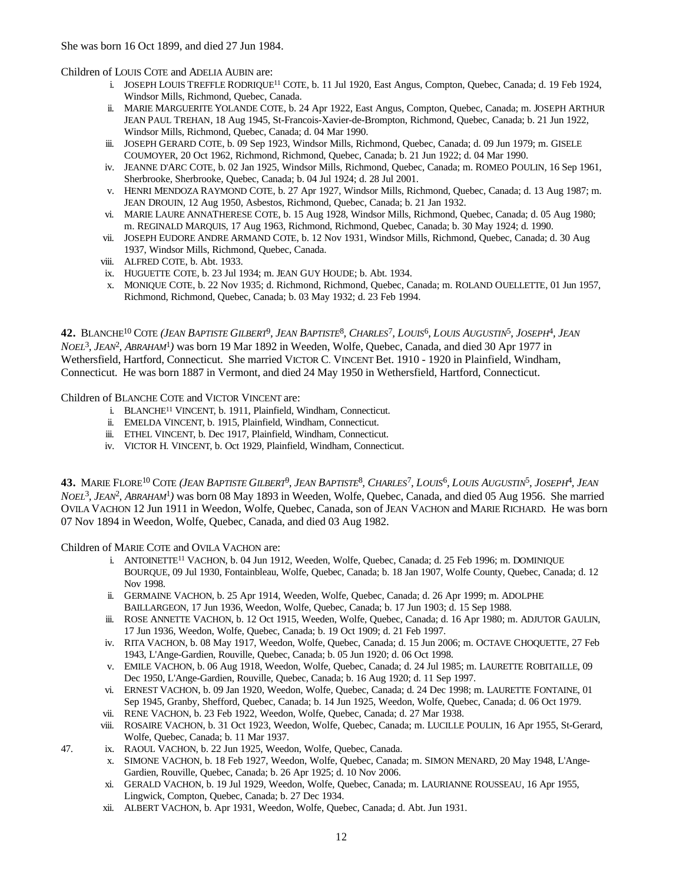She was born 16 Oct 1899, and died 27 Jun 1984.

Children of LOUIS COTE and ADELIA AUBIN are:

- i. JOSEPH LOUIS TREFFLE RODRIQUE[11] COTE, b. 11 Jul 1920, East Angus, Compton, Quebec, Canada; d. 19 Feb 1924, Windsor Mills, Richmond, Quebec, Canada.
- ii. MARIE MARGUERITE YOLANDE COTE, b. 24 Apr 1922, East Angus, Compton, Quebec, Canada; m. JOSEPH ARTHUR JEAN PAUL TREHAN, 18 Aug 1945, St-Francois-Xavier-de-Brompton, Richmond, Quebec, Canada; b. 21 Jun 1922, Windsor Mills, Richmond, Quebec, Canada; d. 04 Mar 1990.
- iii. JOSEPH GERARD COTE, b. 09 Sep 1923, Windsor Mills, Richmond, Quebec, Canada; d. 09 Jun 1979; m. GISELE COUMOYER, 20 Oct 1962, Richmond, Richmond, Quebec, Canada; b. 21 Jun 1922; d. 04 Mar 1990.
- iv. JEANNE D'ARC COTE, b. 02 Jan 1925, Windsor Mills, Richmond, Quebec, Canada; m. ROMEO POULIN, 16 Sep 1961, Sherbrooke, Sherbrooke, Quebec, Canada; b. 04 Jul 1924; d. 28 Jul 2001.
- v. HENRI MENDOZA RAYMOND COTE, b. 27 Apr 1927, Windsor Mills, Richmond, Quebec, Canada; d. 13 Aug 1987; m. JEAN DROUIN, 12 Aug 1950, Asbestos, Richmond, Quebec, Canada; b. 21 Jan 1932.
- vi. MARIE LAURE ANNATHERESE COTE, b. 15 Aug 1928, Windsor Mills, Richmond, Quebec, Canada; d. 05 Aug 1980; m. REGINALD MARQUIS, 17 Aug 1963, Richmond, Richmond, Quebec, Canada; b. 30 May 1924; d. 1990.
- vii. JOSEPH EUDORE ANDRE ARMAND COTE, b. 12 Nov 1931, Windsor Mills, Richmond, Quebec, Canada; d. 30 Aug 1937, Windsor Mills, Richmond, Quebec, Canada.
- viii. ALFRED COTE, b. Abt. 1933.
- ix. HUGUETTE COTE, b. 23 Jul 1934; m. JEAN GUY HOUDE; b. Abt. 1934.
- x. MONIQUE COTE, b. 22 Nov 1935; d. Richmond, Richmond, Quebec, Canada; m. ROLAND OUELLETTE, 01 Jun 1957, Richmond, Richmond, Quebec, Canada; b. 03 May 1932; d. 23 Feb 1994.

**42.** BLANCHE[10] COTE *(JEAN BAPTISTE GILBERT[9], JEAN BAPTISTE[8], CHARLES[7], LOUIS[6], LOUIS AUGUSTIN[5], JOSEPH[4], JEAN NOEL[3], JEAN[2], ABRAHAM[1])* was born 19 Mar 1892 in Weeden, Wolfe, Quebec, Canada, and died 30 Apr 1977 in Wethersfield, Hartford, Connecticut. She married VICTOR C. VINCENT Bet. 1910 - 1920 in Plainfield, Windham, Connecticut. He was born 1887 in Vermont, and died 24 May 1950 in Wethersfield, Hartford, Connecticut.

Children of BLANCHE COTE and VICTOR VINCENT are:

- i. BLANCHE[11] VINCENT, b. 1911, Plainfield, Windham, Connecticut.
- ii. EMELDA VINCENT, b. 1915, Plainfield, Windham, Connecticut.
- iii. ETHEL VINCENT, b. Dec 1917, Plainfield, Windham, Connecticut.
- iv. VICTOR H. VINCENT, b. Oct 1929, Plainfield, Windham, Connecticut.

**43.** MARIE FLORE[10] COTE *(JEAN BAPTISTE GILBERT[9], JEAN BAPTISTE[8], CHARLES[7], LOUIS[6], LOUIS AUGUSTIN[5], JOSEPH[4], JEAN NOEL[3], JEAN[2], ABRAHAM[1])* was born 08 May 1893 in Weeden, Wolfe, Quebec, Canada, and died 05 Aug 1956. She married OVILA VACHON 12 Jun 1911 in Weedon, Wolfe, Quebec, Canada, son of JEAN VACHON and MARIE RICHARD. He was born 07 Nov 1894 in Weedon, Wolfe, Quebec, Canada, and died 03 Aug 1982.

Children of MARIE COTE and OVILA VACHON are:

- i. ANTOINETTE[11] VACHON, b. 04 Jun 1912, Weeden, Wolfe, Quebec, Canada; d. 25 Feb 1996; m. DOMINIQUE BOURQUE, 09 Jul 1930, Fontainbleau, Wolfe, Quebec, Canada; b. 18 Jan 1907, Wolfe County, Quebec, Canada; d. 12 Nov 1998.
- ii. GERMAINE VACHON, b. 25 Apr 1914, Weeden, Wolfe, Quebec, Canada; d. 26 Apr 1999; m. ADOLPHE BAILLARGEON, 17 Jun 1936, Weedon, Wolfe, Quebec, Canada; b. 17 Jun 1903; d. 15 Sep 1988.
- iii. ROSE ANNETTE VACHON, b. 12 Oct 1915, Weeden, Wolfe, Quebec, Canada; d. 16 Apr 1980; m. ADJUTOR GAULIN, 17 Jun 1936, Weedon, Wolfe, Quebec, Canada; b. 19 Oct 1909; d. 21 Feb 1997.
- iv. RITA VACHON, b. 08 May 1917, Weedon, Wolfe, Quebec, Canada; d. 15 Jun 2006; m. OCTAVE CHOQUETTE, 27 Feb 1943, L'Ange-Gardien, Rouville, Quebec, Canada; b. 05 Jun 1920; d. 06 Oct 1998.
- v. EMILE VACHON, b. 06 Aug 1918, Weedon, Wolfe, Quebec, Canada; d. 24 Jul 1985; m. LAURETTE ROBITAILLE, 09 Dec 1950, L'Ange-Gardien, Rouville, Quebec, Canada; b. 16 Aug 1920; d. 11 Sep 1997.
- vi. ERNEST VACHON, b. 09 Jan 1920, Weedon, Wolfe, Quebec, Canada; d. 24 Dec 1998; m. LAURETTE FONTAINE, 01 Sep 1945, Granby, Shefford, Quebec, Canada; b. 14 Jun 1925, Weedon, Wolfe, Quebec, Canada; d. 06 Oct 1979.
- vii. RENE VACHON, b. 23 Feb 1922, Weedon, Wolfe, Quebec, Canada; d. 27 Mar 1938.
- viii. ROSAIRE VACHON, b. 31 Oct 1923, Weedon, Wolfe, Quebec, Canada; m. LUCILLE POULIN, 16 Apr 1955, St-Gerard, Wolfe, Quebec, Canada; b. 11 Mar 1937.
- 47. ix. RAOUL VACHON, b. 22 Jun 1925, Weedon, Wolfe, Quebec, Canada.
- x. SIMONE VACHON, b. 18 Feb 1927, Weedon, Wolfe, Quebec, Canada; m. SIMON MENARD, 20 May 1948, L'Ange-Gardien, Rouville, Quebec, Canada; b. 26 Apr 1925; d. 10 Nov 2006.
- xi. GERALD VACHON, b. 19 Jul 1929, Weedon, Wolfe, Quebec, Canada; m. LAURIANNE ROUSSEAU, 16 Apr 1955, Lingwick, Compton, Quebec, Canada; b. 27 Dec 1934.
- xii. ALBERT VACHON, b. Apr 1931, Weedon, Wolfe, Quebec, Canada; d. Abt. Jun 1931.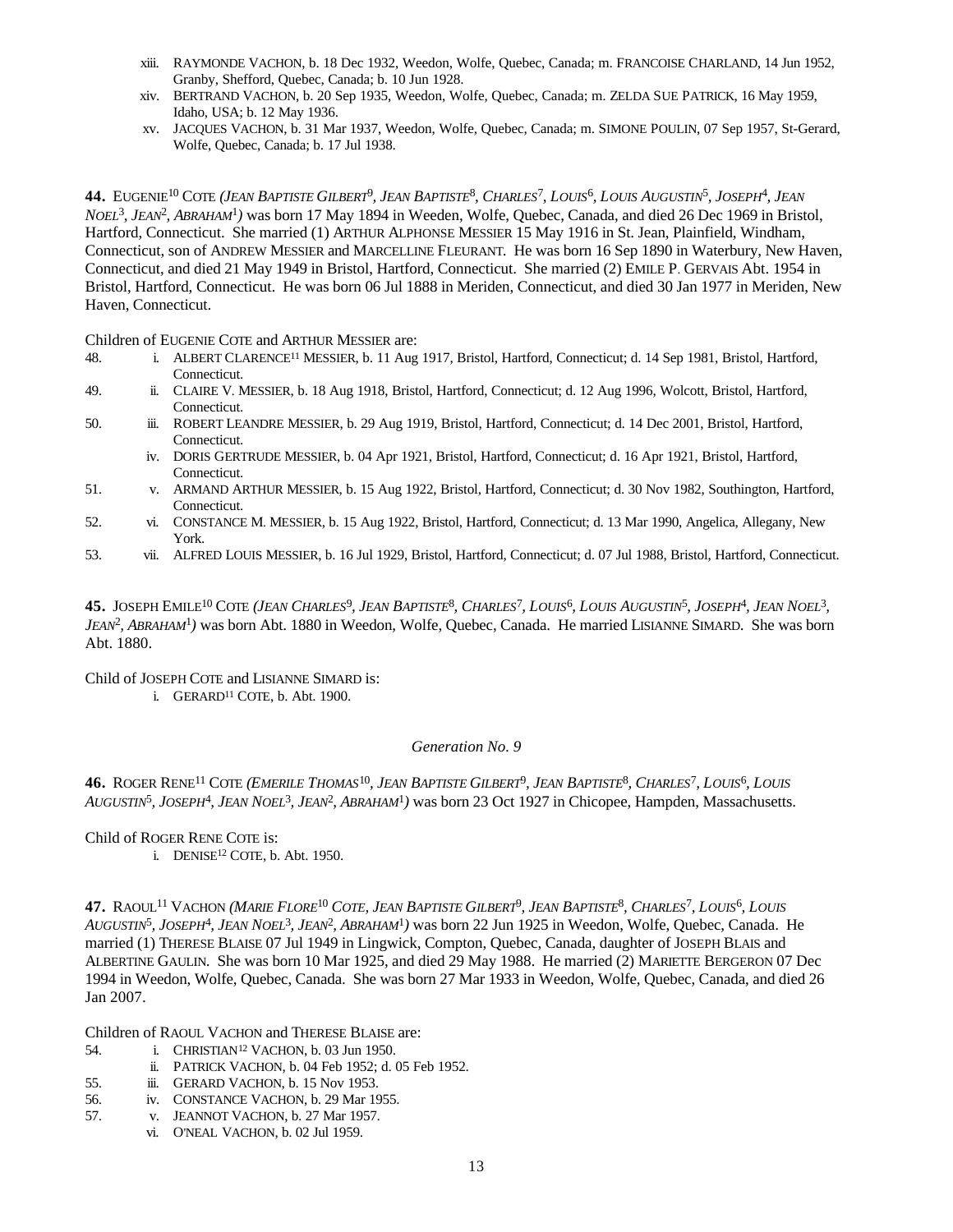xiii. RAYMONDE VACHON, b. 18 Dec 1932, Weedon, Wolfe, Quebec, Canada; m. FRANCOISE CHARLAND, 14 Jun 1952, Granby, Shefford, Quebec, Canada; b. 10 Jun 1928.

xiv. BERTRAND VACHON, b. 20 Sep 1935, Weedon, Wolfe, Quebec, Canada; m. ZELDA SUE PATRICK, 16 May 1959, Idaho, USA; b. 12 May 1936.

xv. JACQUES VACHON, b. 31 Mar 1937, Weedon, Wolfe, Quebec, Canada; m. SIMONE POULIN, 07 Sep 1957, St-Gerard, Wolfe, Quebec, Canada; b. 17 Jul 1938.

**44.** EUGENIE[10] COTE *(JEAN BAPTISTE GILBERT[9], JEAN BAPTISTE[8], CHARLES[7], LOUIS[6], LOUIS AUGUSTIN[5], JOSEPH[4], JEAN NOEL[3], JEAN[2], ABRAHAM[1])* was born 17 May 1894 in Weeden, Wolfe, Quebec, Canada, and died 26 Dec 1969 in Bristol, Hartford, Connecticut. She married (1) ARTHUR ALPHONSE MESSIER 15 May 1916 in St. Jean, Plainfield, Windham, Connecticut, son of ANDREW MESSIER and MARCELLINE FLEURANT. He was born 16 Sep 1890 in Waterbury, New Haven, Connecticut, and died 21 May 1949 in Bristol, Hartford, Connecticut. She married (2) EMILE P. GERVAIS Abt. 1954 in Bristol, Hartford, Connecticut. He was born 06 Jul 1888 in Meriden, Connecticut, and died 30 Jan 1977 in Meriden, New Haven, Connecticut.

Children of EUGENIE COTE and ARTHUR MESSIER are:

48. i. ALBERT CLARENCE[11] MESSIER, b. 11 Aug 1917, Bristol, Hartford, Connecticut; d. 14 Sep 1981, Bristol, Hartford, Connecticut.

49. ii. CLAIRE V. MESSIER, b. 18 Aug 1918, Bristol, Hartford, Connecticut; d. 12 Aug 1996, Wolcott, Bristol, Hartford, Connecticut.

50. iii. ROBERT LEANDRE MESSIER, b. 29 Aug 1919, Bristol, Hartford, Connecticut; d. 14 Dec 2001, Bristol, Hartford, Connecticut.

iv. DORIS GERTRUDE MESSIER, b. 04 Apr 1921, Bristol, Hartford, Connecticut; d. 16 Apr 1921, Bristol, Hartford, Connecticut.

51. v. ARMAND ARTHUR MESSIER, b. 15 Aug 1922, Bristol, Hartford, Connecticut; d. 30 Nov 1982, Southington, Hartford, Connecticut.

52. vi. CONSTANCE M. MESSIER, b. 15 Aug 1922, Bristol, Hartford, Connecticut; d. 13 Mar 1990, Angelica, Allegany, New York.

53. vii. ALFRED LOUIS MESSIER, b. 16 Jul 1929, Bristol, Hartford, Connecticut; d. 07 Jul 1988, Bristol, Hartford, Connecticut.

**45.** JOSEPH EMILE[10] COTE *(JEAN CHARLES[9], JEAN BAPTISTE[8], CHARLES[7], LOUIS[6], LOUIS AUGUSTIN[5], JOSEPH[4], JEAN NOEL[3], JEAN[2], ABRAHAM[1])* was born Abt. 1880 in Weedon, Wolfe, Quebec, Canada. He married LISIANNE SIMARD. She was born Abt. 1880.

Child of JOSEPH COTE and LISIANNE SIMARD is:

i. GERARD[11] COTE, b. Abt. 1900.

## *Generation No. 9*

**46.** ROGER RENE[11] COTE *(EMERILE THOMAS[10], JEAN BAPTISTE GILBERT[9], JEAN BAPTISTE[8], CHARLES[7], LOUIS[6], LOUIS AUGUSTIN[5], JOSEPH[4], JEAN NOEL[3], JEAN[2], ABRAHAM[1])* was born 23 Oct 1927 in Chicopee, Hampden, Massachusetts.

Child of ROGER RENE COTE is:

i. DENISE[12] COTE, b. Abt. 1950.

**47.** RAOUL[11] VACHON *(MARIE FLORE[10] COTE, JEAN BAPTISTE GILBERT[9], JEAN BAPTISTE[8], CHARLES[7], LOUIS[6], LOUIS AUGUSTIN[5], JOSEPH[4], JEAN NOEL[3], JEAN[2], ABRAHAM[1])* was born 22 Jun 1925 in Weedon, Wolfe, Quebec, Canada. He married (1) THERESE BLAISE 07 Jul 1949 in Lingwick, Compton, Quebec, Canada, daughter of JOSEPH BLAIS and ALBERTINE GAULIN. She was born 10 Mar 1925, and died 29 May 1988. He married (2) MARIETTE BERGERON 07 Dec 1994 in Weedon, Wolfe, Quebec, Canada. She was born 27 Mar 1933 in Weedon, Wolfe, Quebec, Canada, and died 26 Jan 2007.

Children of RAOUL VACHON and THERESE BLAISE are:

54. i. CHRISTIAN[12] VACHON, b. 03 Jun 1950.

ii. PATRICK VACHON, b. 04 Feb 1952; d. 05 Feb 1952.

55. iii. GERARD VACHON, b. 15 Nov 1953.

56. iv. CONSTANCE VACHON, b. 29 Mar 1955.

57. v. JEANNOT VACHON, b. 27 Mar 1957.

vi. O'NEAL VACHON, b. 02 Jul 1959.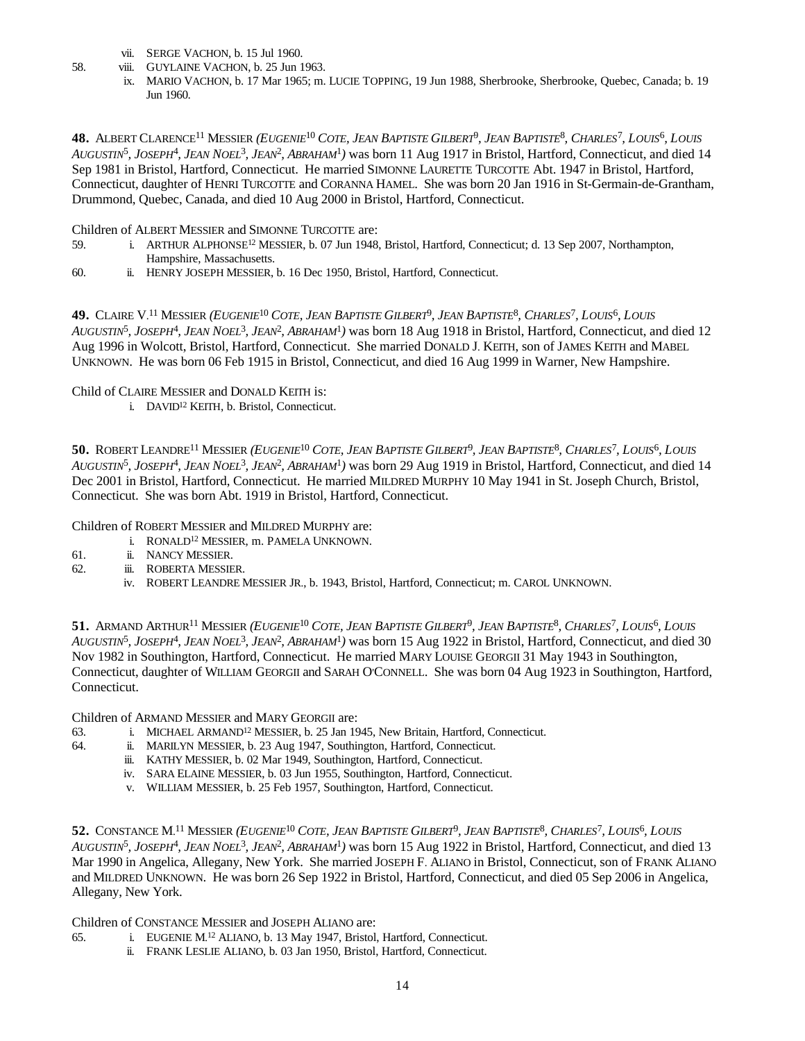vii. SERGE VACHON, b. 15 Jul 1960.

58. viii. GUYLAINE VACHON, b. 25 Jun 1963.

ix. MARIO VACHON, b. 17 Mar 1965; m. LUCIE TOPPING, 19 Jun 1988, Sherbrooke, Sherbrooke, Quebec, Canada; b. 19 Jun 1960.

**48.** ALBERT CLARENCE[11] MESSIER *(EUGENIE[10] COTE, JEAN BAPTISTE GILBERT[9], JEAN BAPTISTE[8], CHARLES[7], LOUIS[6], LOUIS AUGUSTIN[5], JOSEPH[4], JEAN NOEL[3], JEAN[2], ABRAHAM[1])* was born 11 Aug 1917 in Bristol, Hartford, Connecticut, and died 14 Sep 1981 in Bristol, Hartford, Connecticut. He married SIMONNE LAURETTE TURCOTTE Abt. 1947 in Bristol, Hartford, Connecticut, daughter of HENRI TURCOTTE and CORANNA HAMEL. She was born 20 Jan 1916 in St-Germain-de-Grantham, Drummond, Quebec, Canada, and died 10 Aug 2000 in Bristol, Hartford, Connecticut.

Children of ALBERT MESSIER and SIMONNE TURCOTTE are:

59. i. ARTHUR ALPHONSE[12] MESSIER, b. 07 Jun 1948, Bristol, Hartford, Connecticut; d. 13 Sep 2007, Northampton, Hampshire, Massachusetts.

60. ii. HENRY JOSEPH MESSIER, b. 16 Dec 1950, Bristol, Hartford, Connecticut.

**49.** CLAIRE V.[11] MESSIER *(EUGENIE[10] COTE, JEAN BAPTISTE GILBERT[9], JEAN BAPTISTE[8], CHARLES[7], LOUIS[6], LOUIS AUGUSTIN[5], JOSEPH[4], JEAN NOEL[3], JEAN[2], ABRAHAM[1])* was born 18 Aug 1918 in Bristol, Hartford, Connecticut, and died 12 Aug 1996 in Wolcott, Bristol, Hartford, Connecticut. She married DONALD J. KEITH, son of JAMES KEITH and MABEL UNKNOWN. He was born 06 Feb 1915 in Bristol, Connecticut, and died 16 Aug 1999 in Warner, New Hampshire.

Child of CLAIRE MESSIER and DONALD KEITH is:

i. DAVID[12] KEITH, b. Bristol, Connecticut.

**50.** ROBERT LEANDRE[11] MESSIER *(EUGENIE[10] COTE, JEAN BAPTISTE GILBERT[9], JEAN BAPTISTE[8], CHARLES[7], LOUIS[6], LOUIS AUGUSTIN[5], JOSEPH[4], JEAN NOEL[3], JEAN[2], ABRAHAM[1])* was born 29 Aug 1919 in Bristol, Hartford, Connecticut, and died 14 Dec 2001 in Bristol, Hartford, Connecticut. He married MILDRED MURPHY 10 May 1941 in St. Joseph Church, Bristol, Connecticut. She was born Abt. 1919 in Bristol, Hartford, Connecticut.

Children of ROBERT MESSIER and MILDRED MURPHY are:

i. RONALD[12] MESSIER, m. PAMELA UNKNOWN.

61. ii. NANCY MESSIER.

62. iii. ROBERTA MESSIER.

iv. ROBERT LEANDRE MESSIER JR., b. 1943, Bristol, Hartford, Connecticut; m. CAROL UNKNOWN.

**51.** ARMAND ARTHUR[11] MESSIER *(EUGENIE[10] COTE, JEAN BAPTISTE GILBERT[9], JEAN BAPTISTE[8], CHARLES[7], LOUIS[6], LOUIS AUGUSTIN[5], JOSEPH[4], JEAN NOEL[3], JEAN[2], ABRAHAM[1])* was born 15 Aug 1922 in Bristol, Hartford, Connecticut, and died 30 Nov 1982 in Southington, Hartford, Connecticut. He married MARY LOUISE GEORGII 31 May 1943 in Southington, Connecticut, daughter of WILLIAM GEORGII and SARAH O'CONNELL. She was born 04 Aug 1923 in Southington, Hartford, Connecticut.

Children of ARMAND MESSIER and MARY GEORGII are:

63. i. MICHAEL ARMAND[12] MESSIER, b. 25 Jan 1945, New Britain, Hartford, Connecticut.

64. ii. MARILYN MESSIER, b. 23 Aug 1947, Southington, Hartford, Connecticut.

iii. KATHY MESSIER, b. 02 Mar 1949, Southington, Hartford, Connecticut.

iv. SARA ELAINE MESSIER, b. 03 Jun 1955, Southington, Hartford, Connecticut.

v. WILLIAM MESSIER, b. 25 Feb 1957, Southington, Hartford, Connecticut.

**52.** CONSTANCE M.[11] MESSIER *(EUGENIE[10] COTE, JEAN BAPTISTE GILBERT[9], JEAN BAPTISTE[8], CHARLES[7], LOUIS[6], LOUIS AUGUSTIN[5], JOSEPH[4], JEAN NOEL[3], JEAN[2], ABRAHAM[1])* was born 15 Aug 1922 in Bristol, Hartford, Connecticut, and died 13 Mar 1990 in Angelica, Allegany, New York. She married JOSEPH F. ALIANO in Bristol, Connecticut, son of FRANK ALIANO and MILDRED UNKNOWN. He was born 26 Sep 1922 in Bristol, Hartford, Connecticut, and died 05 Sep 2006 in Angelica, Allegany, New York.

Children of CONSTANCE MESSIER and JOSEPH ALIANO are:

65. i. EUGENIE M.[12] ALIANO, b. 13 May 1947, Bristol, Hartford, Connecticut.

ii. FRANK LESLIE ALIANO, b. 03 Jan 1950, Bristol, Hartford, Connecticut.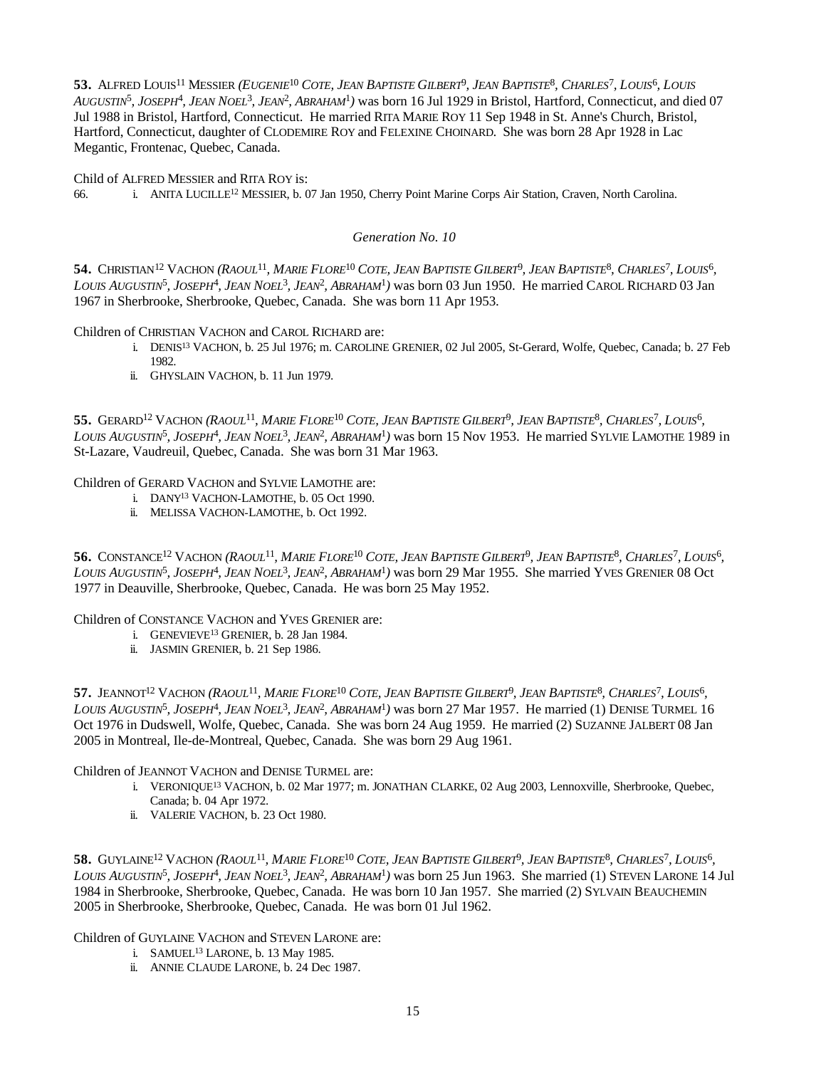**53.** ALFRED LOUIS[11] MESSIER *(EUGENIE[10] COTE, JEAN BAPTISTE GILBERT[9], JEAN BAPTISTE[8], CHARLES[7], LOUIS[6], LOUIS AUGUSTIN[5], JOSEPH[4], JEAN NOEL[3], JEAN[2], ABRAHAM[1])* was born 16 Jul 1929 in Bristol, Hartford, Connecticut, and died 07 Jul 1988 in Bristol, Hartford, Connecticut. He married RITA MARIE ROY 11 Sep 1948 in St. Anne's Church, Bristol, Hartford, Connecticut, daughter of CLODEMIRE ROY and FELEXINE CHOINARD. She was born 28 Apr 1928 in Lac Megantic, Frontenac, Quebec, Canada.

Child of ALFRED MESSIER and RITA ROY is:

66. i. ANITA LUCILLE[12] MESSIER, b. 07 Jan 1950, Cherry Point Marine Corps Air Station, Craven, North Carolina.

## *Generation No. 10*

**54.** CHRISTIAN[12] VACHON *(RAOUL[11], MARIE FLORE[10] COTE, JEAN BAPTISTE GILBERT[9], JEAN BAPTISTE[8], CHARLES[7], LOUIS[6], LOUIS AUGUSTIN[5], JOSEPH[4], JEAN NOEL[3], JEAN[2], ABRAHAM[1])* was born 03 Jun 1950. He married CAROL RICHARD 03 Jan 1967 in Sherbrooke, Sherbrooke, Quebec, Canada. She was born 11 Apr 1953.

Children of CHRISTIAN VACHON and CAROL RICHARD are:

- i. DENIS[13] VACHON, b. 25 Jul 1976; m. CAROLINE GRENIER, 02 Jul 2005, St-Gerard, Wolfe, Quebec, Canada; b. 27 Feb 1982.
- ii. GHYSLAIN VACHON, b. 11 Jun 1979.

**55.** GERARD[12] VACHON *(RAOUL[11], MARIE FLORE[10] COTE, JEAN BAPTISTE GILBERT[9], JEAN BAPTISTE[8], CHARLES[7], LOUIS[6], LOUIS AUGUSTIN[5], JOSEPH[4], JEAN NOEL[3], JEAN[2], ABRAHAM[1])* was born 15 Nov 1953. He married SYLVIE LAMOTHE 1989 in St-Lazare, Vaudreuil, Quebec, Canada. She was born 31 Mar 1963.

Children of GERARD VACHON and SYLVIE LAMOTHE are:

- i. DANY[13] VACHON-LAMOTHE, b. 05 Oct 1990.
- ii. MELISSA VACHON-LAMOTHE, b. Oct 1992.

**56.** CONSTANCE[12] VACHON *(RAOUL[11], MARIE FLORE[10] COTE, JEAN BAPTISTE GILBERT[9], JEAN BAPTISTE[8], CHARLES[7], LOUIS[6], LOUIS AUGUSTIN[5], JOSEPH[4], JEAN NOEL[3], JEAN[2], ABRAHAM[1])* was born 29 Mar 1955. She married YVES GRENIER 08 Oct 1977 in Deauville, Sherbrooke, Quebec, Canada. He was born 25 May 1952.

Children of CONSTANCE VACHON and YVES GRENIER are:

- i. GENEVIEVE[13] GRENIER, b. 28 Jan 1984.
- ii. JASMIN GRENIER, b. 21 Sep 1986.

**57.** JEANNOT[12] VACHON *(RAOUL[11], MARIE FLORE[10] COTE, JEAN BAPTISTE GILBERT[9], JEAN BAPTISTE[8], CHARLES[7], LOUIS[6], LOUIS AUGUSTIN[5], JOSEPH[4], JEAN NOEL[3], JEAN[2], ABRAHAM[1])* was born 27 Mar 1957. He married (1) DENISE TURMEL 16 Oct 1976 in Dudswell, Wolfe, Quebec, Canada. She was born 24 Aug 1959. He married (2) SUZANNE JALBERT 08 Jan 2005 in Montreal, Ile-de-Montreal, Quebec, Canada. She was born 29 Aug 1961.

Children of JEANNOT VACHON and DENISE TURMEL are:

- i. VERONIQUE[13] VACHON, b. 02 Mar 1977; m. JONATHAN CLARKE, 02 Aug 2003, Lennoxville, Sherbrooke, Quebec, Canada; b. 04 Apr 1972.
- ii. VALERIE VACHON, b. 23 Oct 1980.

**58.** GUYLAINE[12] VACHON *(RAOUL[11], MARIE FLORE[10] COTE, JEAN BAPTISTE GILBERT[9], JEAN BAPTISTE[8], CHARLES[7], LOUIS[6], LOUIS AUGUSTIN[5], JOSEPH[4], JEAN NOEL[3], JEAN[2], ABRAHAM[1])* was born 25 Jun 1963. She married (1) STEVEN LARONE 14 Jul 1984 in Sherbrooke, Sherbrooke, Quebec, Canada. He was born 10 Jan 1957. She married (2) SYLVAIN BEAUCHEMIN 2005 in Sherbrooke, Sherbrooke, Quebec, Canada. He was born 01 Jul 1962.

Children of GUYLAINE VACHON and STEVEN LARONE are:

- i. SAMUEL[13] LARONE, b. 13 May 1985.
- ii. ANNIE CLAUDE LARONE, b. 24 Dec 1987.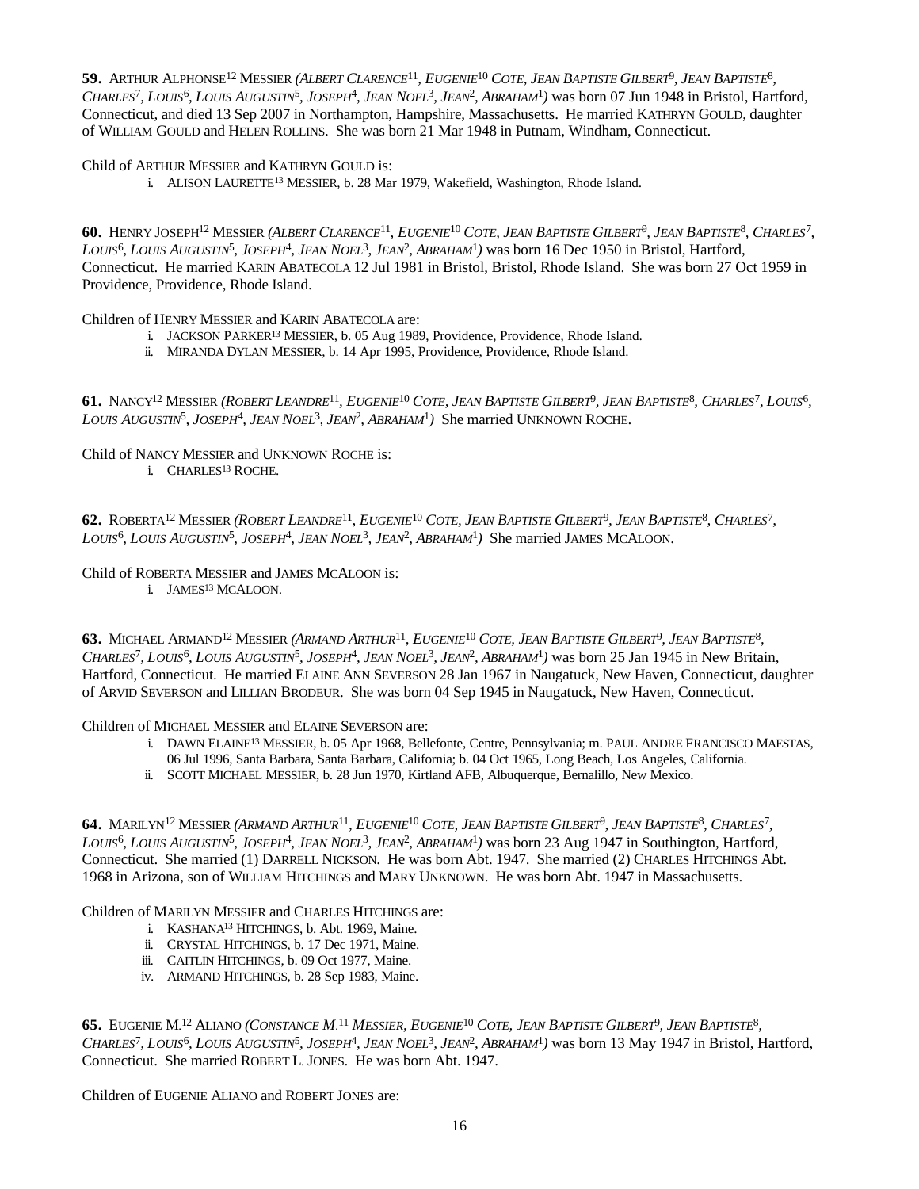**59.** ARTHUR ALPHONSE[12] MESSIER *(ALBERT CLARENCE[11], EUGENIE[10] COTE, JEAN BAPTISTE GILBERT[9], JEAN BAPTISTE[8], CHARLES[7], LOUIS[6], LOUIS AUGUSTIN[5], JOSEPH[4], JEAN NOEL[3], JEAN[2], ABRAHAM[1])* was born 07 Jun 1948 in Bristol, Hartford, Connecticut, and died 13 Sep 2007 in Northampton, Hampshire, Massachusetts. He married KATHRYN GOULD, daughter of WILLIAM GOULD and HELEN ROLLINS. She was born 21 Mar 1948 in Putnam, Windham, Connecticut.

Child of ARTHUR MESSIER and KATHRYN GOULD is:

i. ALISON LAURETTE[13] MESSIER, b. 28 Mar 1979, Wakefield, Washington, Rhode Island.

**60.** HENRY JOSEPH[12] MESSIER *(ALBERT CLARENCE[11], EUGENIE[10] COTE, JEAN BAPTISTE GILBERT[9], JEAN BAPTISTE[8], CHARLES[7], LOUIS AUGUSTIN[5], JOSEPH[4], JEAN NOEL[3], JEAN[2], ABRAHAM[1])* was born 16 Dec 1950 in Bristol, Hartford, Connecticut. He married KARIN ABATECOLA 12 Jul 1981 in Bristol, Bristol, Rhode Island. She was born 27 Oct 1959 in Providence, Providence, Rhode Island.

Children of HENRY MESSIER and KARIN ABATECOLA are:

i. JACKSON PARKER[13] MESSIER, b. 05 Aug 1989, Providence, Providence, Rhode Island.
ii. MIRANDA DYLAN MESSIER, b. 14 Apr 1995, Providence, Providence, Rhode Island.

**61.** NANCY[12] MESSIER *(ROBERT LEANDRE[11], EUGENIE[10] COTE, JEAN BAPTISTE GILBERT[9], JEAN BAPTISTE[8], CHARLES[7], LOUIS[6], LOUIS AUGUSTIN[5], JOSEPH[4], JEAN NOEL[3], JEAN[2], ABRAHAM[1])* She married UNKNOWN ROCHE.

Child of NANCY MESSIER and UNKNOWN ROCHE is:

i. CHARLES[13] ROCHE.

**62.** ROBERTA[12] MESSIER *(ROBERT LEANDRE[11], EUGENIE[10] COTE, JEAN BAPTISTE GILBERT[9], JEAN BAPTISTE[8], CHARLES[7], LOUIS[6], LOUIS AUGUSTIN[5], JOSEPH[4], JEAN NOEL[3], JEAN[2], ABRAHAM[1])* She married JAMES MCALOON.

Child of ROBERTA MESSIER and JAMES MCALOON is:

i. JAMES[13] MCALOON.

**63.** MICHAEL ARMAND[12] MESSIER *(ARMAND ARTHUR[11], EUGENIE[10] COTE, JEAN BAPTISTE GILBERT[9], JEAN BAPTISTE[8], CHARLES[7], LOUIS[6], LOUIS AUGUSTIN[5], JOSEPH[4], JEAN NOEL[3], JEAN[2], ABRAHAM[1])* was born 25 Jan 1945 in New Britain, Hartford, Connecticut. He married ELAINE ANN SEVERSON 28 Jan 1967 in Naugatuck, New Haven, Connecticut, daughter of ARVID SEVERSON and LILLIAN BRODEUR. She was born 04 Sep 1945 in Naugatuck, New Haven, Connecticut.

Children of MICHAEL MESSIER and ELAINE SEVERSON are:

i. DAWN ELAINE[13] MESSIER, b. 05 Apr 1968, Bellefonte, Centre, Pennsylvania; m. PAUL ANDRE FRANCISCO MAESTAS, 06 Jul 1996, Santa Barbara, Santa Barbara, California; b. 04 Oct 1965, Long Beach, Los Angeles, California.
ii. SCOTT MICHAEL MESSIER, b. 28 Jun 1970, Kirtland AFB, Albuquerque, Bernalillo, New Mexico.

**64.** MARILYN[12] MESSIER *(ARMAND ARTHUR[11], EUGENIE[10] COTE, JEAN BAPTISTE GILBERT[9], JEAN BAPTISTE[8], CHARLES[7], LOUIS[6], LOUIS AUGUSTIN[5], JOSEPH[4], JEAN NOEL[3], JEAN[2], ABRAHAM[1])* was born 23 Aug 1947 in Southington, Hartford, Connecticut. She married (1) DARRELL NICKSON. He was born Abt. 1947. She married (2) CHARLES HITCHINGS Abt. 1968 in Arizona, son of WILLIAM HITCHINGS and MARY UNKNOWN. He was born Abt. 1947 in Massachusetts.

Children of MARILYN MESSIER and CHARLES HITCHINGS are:

i. KASHANA[13] HITCHINGS, b. Abt. 1969, Maine.
ii. CRYSTAL HITCHINGS, b. 17 Dec 1971, Maine.
iii. CAITLIN HITCHINGS, b. 09 Oct 1977, Maine.
iv. ARMAND HITCHINGS, b. 28 Sep 1983, Maine.

**65.** EUGENIE M.[12] ALIANO *(CONSTANCE M.[11] MESSIER, EUGENIE[10] COTE, JEAN BAPTISTE GILBERT[9], JEAN BAPTISTE[8], CHARLES[7], LOUIS[6], LOUIS AUGUSTIN[5], JOSEPH[4], JEAN NOEL[3], JEAN[2], ABRAHAM[1])* was born 13 May 1947 in Bristol, Hartford, Connecticut. She married ROBERT L. JONES. He was born Abt. 1947.

Children of EUGENIE ALIANO and ROBERT JONES are: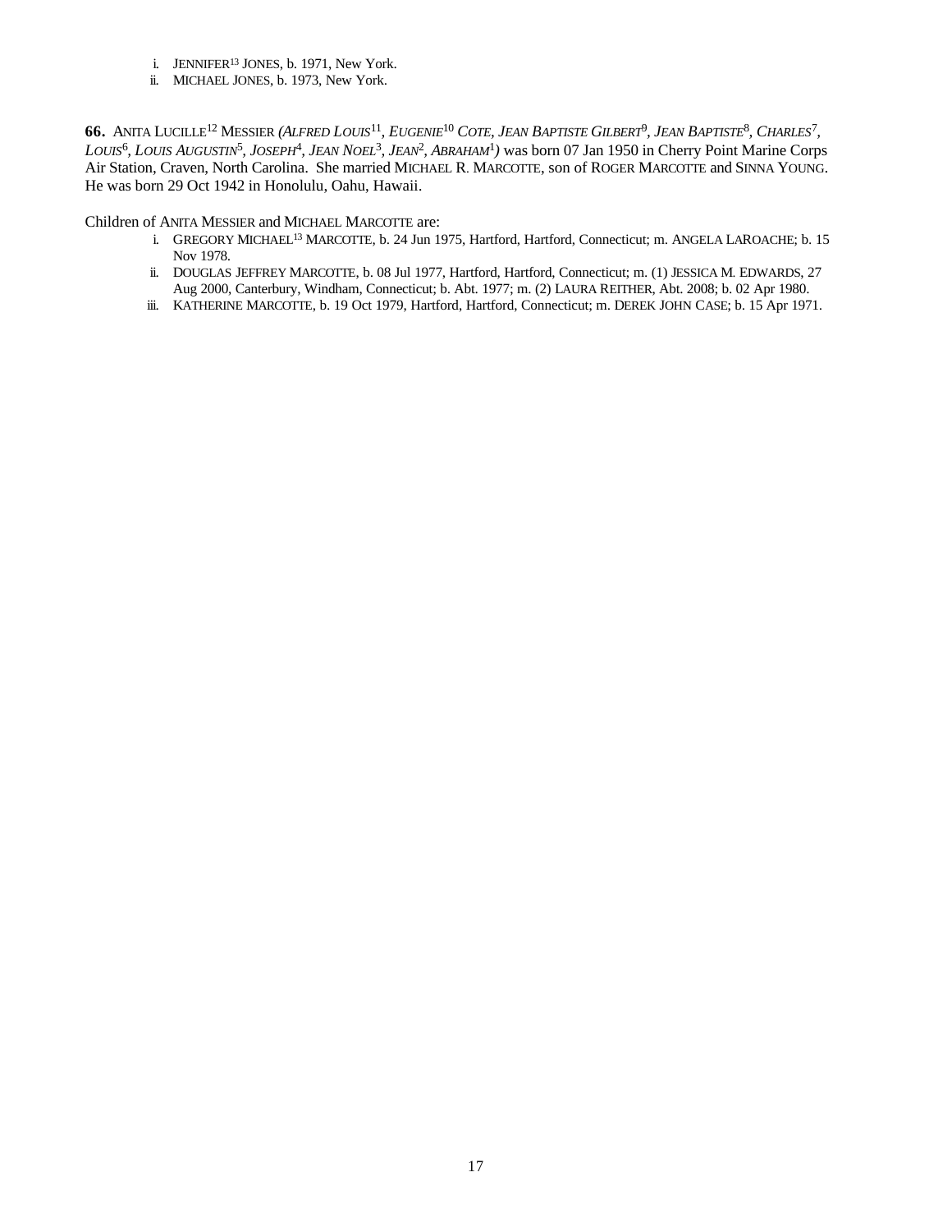i. JENNIFER[13] JONES, b. 1971, New York.
ii. MICHAEL JONES, b. 1973, New York.

**66.** ANITA LUCILLE[12] MESSIER *(ALFRED LOUIS[11], EUGENIE[10] COTE, JEAN BAPTISTE GILBERT[9], JEAN BAPTISTE[8], CHARLES[7], LOUIS[6], LOUIS AUGUSTIN[5], JOSEPH[4], JEAN NOEL[3], JEAN[2], ABRAHAM[1])* was born 07 Jan 1950 in Cherry Point Marine Corps Air Station, Craven, North Carolina. She married MICHAEL R. MARCOTTE, son of ROGER MARCOTTE and SINNA YOUNG. He was born 29 Oct 1942 in Honolulu, Oahu, Hawaii.

Children of ANITA MESSIER and MICHAEL MARCOTTE are:

i. GREGORY MICHAEL[13] MARCOTTE, b. 24 Jun 1975, Hartford, Hartford, Connecticut; m. ANGELA LAROACHE; b. 15 Nov 1978.
ii. DOUGLAS JEFFREY MARCOTTE, b. 08 Jul 1977, Hartford, Hartford, Connecticut; m. (1) JESSICA M. EDWARDS, 27 Aug 2000, Canterbury, Windham, Connecticut; b. Abt. 1977; m. (2) LAURA REITHER, Abt. 2008; b. 02 Apr 1980.
iii. KATHERINE MARCOTTE, b. 19 Oct 1979, Hartford, Hartford, Connecticut; m. DEREK JOHN CASE; b. 15 Apr 1971.